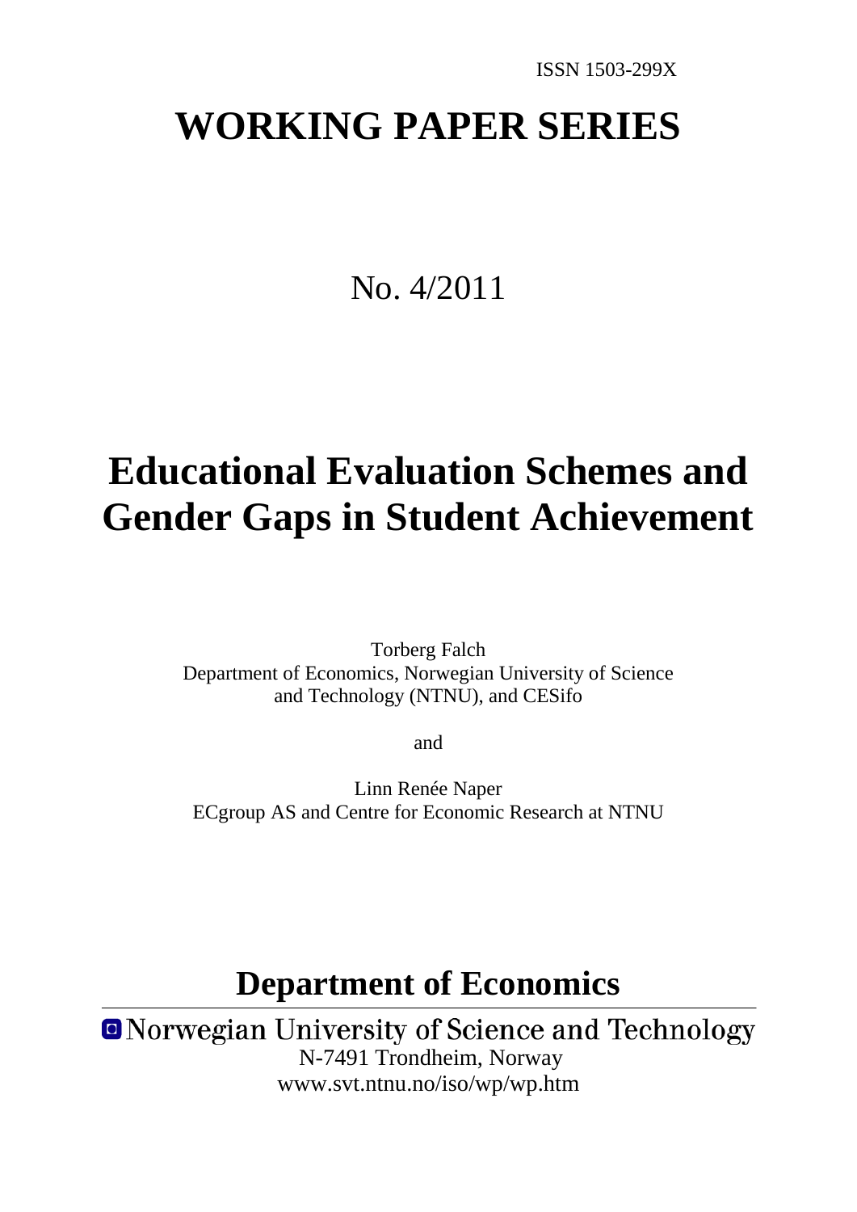ISSN 1503-299X

# WORKING PAPER SERIES

No. 4/2011

# Educational Evaluation Schemes and Gender Gaps in Student Achievement

Torberg Falch
Department of Economics, Norwegian University of Science and Technology (NTNU), and CESifo

and

Linn Renée Naper
ECgroup AS and Centre for Economic Research at NTNU

## Department of Economics

Norwegian University of Science and Technology
N-7491 Trondheim, Norway
www.svt.ntnu.no/iso/wp/wp.htm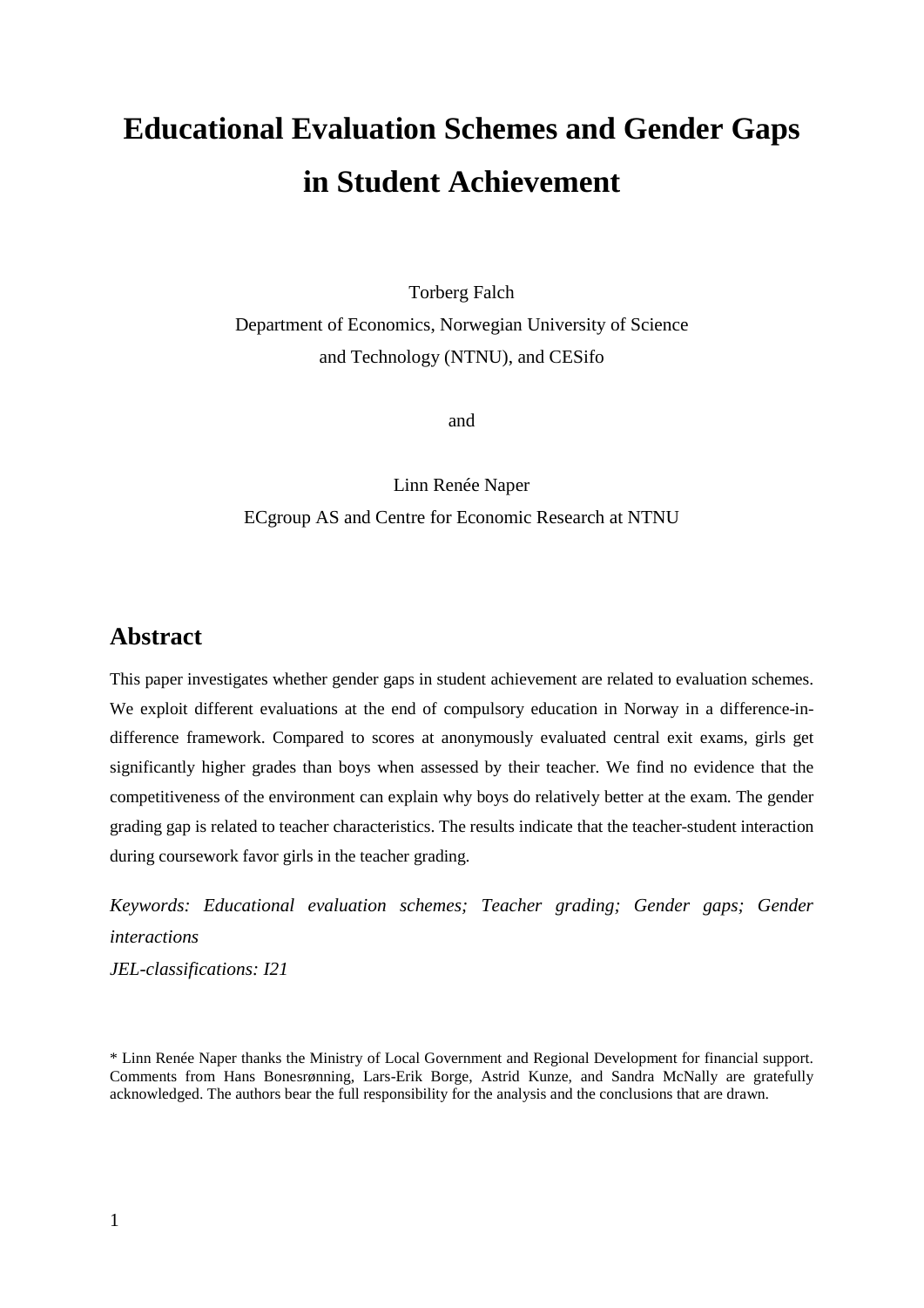# Educational Evaluation Schemes and Gender Gaps in Student Achievement

Torberg Falch

Department of Economics, Norwegian University of Science and Technology (NTNU), and CESifo

and

Linn Renée Naper

ECgroup AS and Centre for Economic Research at NTNU

## Abstract

This paper investigates whether gender gaps in student achievement are related to evaluation schemes. We exploit different evaluations at the end of compulsory education in Norway in a difference-in-difference framework. Compared to scores at anonymously evaluated central exit exams, girls get significantly higher grades than boys when assessed by their teacher. We find no evidence that the competitiveness of the environment can explain why boys do relatively better at the exam. The gender grading gap is related to teacher characteristics. The results indicate that the teacher-student interaction during coursework favor girls in the teacher grading.

*Keywords: Educational evaluation schemes; Teacher grading; Gender gaps; Gender interactions*

*JEL-classifications: I21*

* Linn Renée Naper thanks the Ministry of Local Government and Regional Development for financial support. Comments from Hans Bonesrønning, Lars-Erik Borge, Astrid Kunze, and Sandra McNally are gratefully acknowledged. The authors bear the full responsibility for the analysis and the conclusions that are drawn.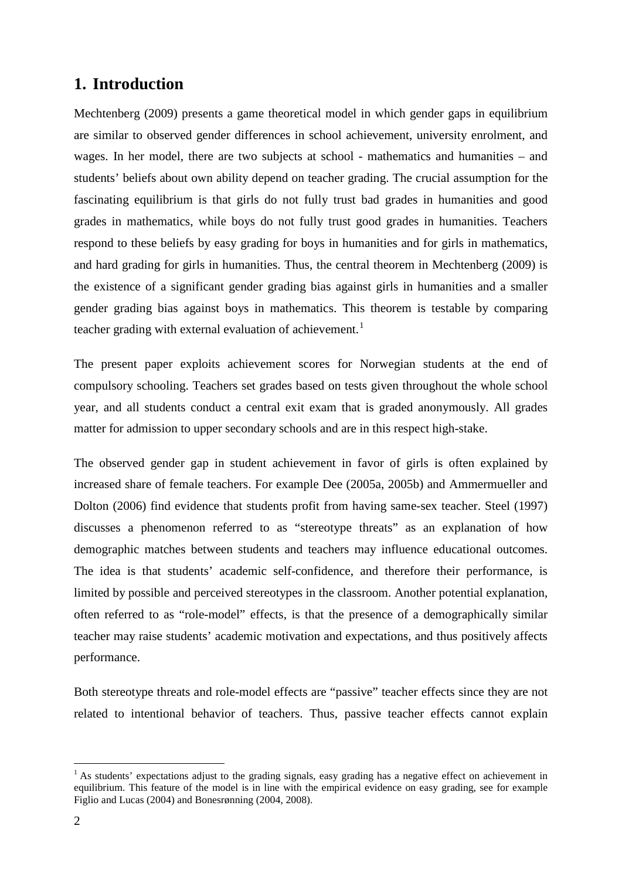# 1. Introduction

Mechtenberg (2009) presents a game theoretical model in which gender gaps in equilibrium are similar to observed gender differences in school achievement, university enrolment, and wages. In her model, there are two subjects at school - mathematics and humanities – and students' beliefs about own ability depend on teacher grading. The crucial assumption for the fascinating equilibrium is that girls do not fully trust bad grades in humanities and good grades in mathematics, while boys do not fully trust good grades in humanities. Teachers respond to these beliefs by easy grading for boys in humanities and for girls in mathematics, and hard grading for girls in humanities. Thus, the central theorem in Mechtenberg (2009) is the existence of a significant gender grading bias against girls in humanities and a smaller gender grading bias against boys in mathematics. This theorem is testable by comparing teacher grading with external evaluation of achievement.[1]

The present paper exploits achievement scores for Norwegian students at the end of compulsory schooling. Teachers set grades based on tests given throughout the whole school year, and all students conduct a central exit exam that is graded anonymously. All grades matter for admission to upper secondary schools and are in this respect high-stake.

The observed gender gap in student achievement in favor of girls is often explained by increased share of female teachers. For example Dee (2005a, 2005b) and Ammermueller and Dolton (2006) find evidence that students profit from having same-sex teacher. Steel (1997) discusses a phenomenon referred to as "stereotype threats" as an explanation of how demographic matches between students and teachers may influence educational outcomes. The idea is that students' academic self-confidence, and therefore their performance, is limited by possible and perceived stereotypes in the classroom. Another potential explanation, often referred to as "role-model" effects, is that the presence of a demographically similar teacher may raise students' academic motivation and expectations, and thus positively affects performance.

Both stereotype threats and role-model effects are "passive" teacher effects since they are not related to intentional behavior of teachers. Thus, passive teacher effects cannot explain

[1] As students' expectations adjust to the grading signals, easy grading has a negative effect on achievement in equilibrium. This feature of the model is in line with the empirical evidence on easy grading, see for example Figlio and Lucas (2004) and Bonesrønning (2004, 2008).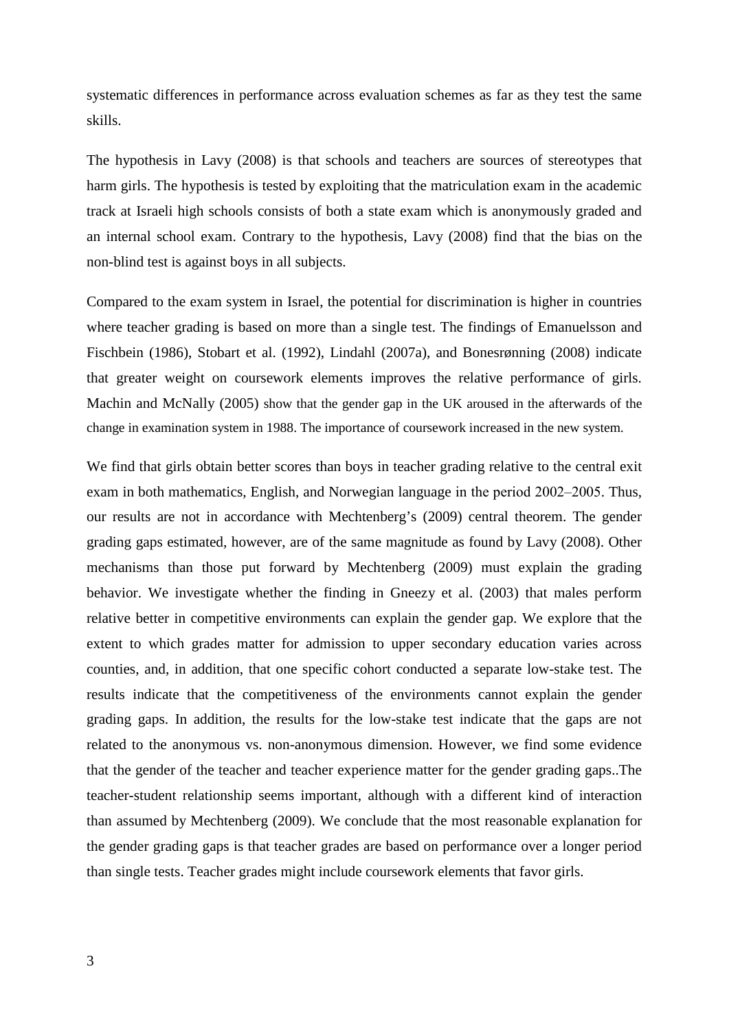systematic differences in performance across evaluation schemes as far as they test the same skills.

The hypothesis in Lavy (2008) is that schools and teachers are sources of stereotypes that harm girls. The hypothesis is tested by exploiting that the matriculation exam in the academic track at Israeli high schools consists of both a state exam which is anonymously graded and an internal school exam. Contrary to the hypothesis, Lavy (2008) find that the bias on the non-blind test is against boys in all subjects.

Compared to the exam system in Israel, the potential for discrimination is higher in countries where teacher grading is based on more than a single test. The findings of Emanuelsson and Fischbein (1986), Stobart et al. (1992), Lindahl (2007a), and Bonesrønning (2008) indicate that greater weight on coursework elements improves the relative performance of girls. Machin and McNally (2005) show that the gender gap in the UK aroused in the afterwards of the change in examination system in 1988. The importance of coursework increased in the new system.

We find that girls obtain better scores than boys in teacher grading relative to the central exit exam in both mathematics, English, and Norwegian language in the period 2002–2005. Thus, our results are not in accordance with Mechtenberg's (2009) central theorem. The gender grading gaps estimated, however, are of the same magnitude as found by Lavy (2008). Other mechanisms than those put forward by Mechtenberg (2009) must explain the grading behavior. We investigate whether the finding in Gneezy et al. (2003) that males perform relative better in competitive environments can explain the gender gap. We explore that the extent to which grades matter for admission to upper secondary education varies across counties, and, in addition, that one specific cohort conducted a separate low-stake test. The results indicate that the competitiveness of the environments cannot explain the gender grading gaps. In addition, the results for the low-stake test indicate that the gaps are not related to the anonymous vs. non-anonymous dimension. However, we find some evidence that the gender of the teacher and teacher experience matter for the gender grading gaps..The teacher-student relationship seems important, although with a different kind of interaction than assumed by Mechtenberg (2009). We conclude that the most reasonable explanation for the gender grading gaps is that teacher grades are based on performance over a longer period than single tests. Teacher grades might include coursework elements that favor girls.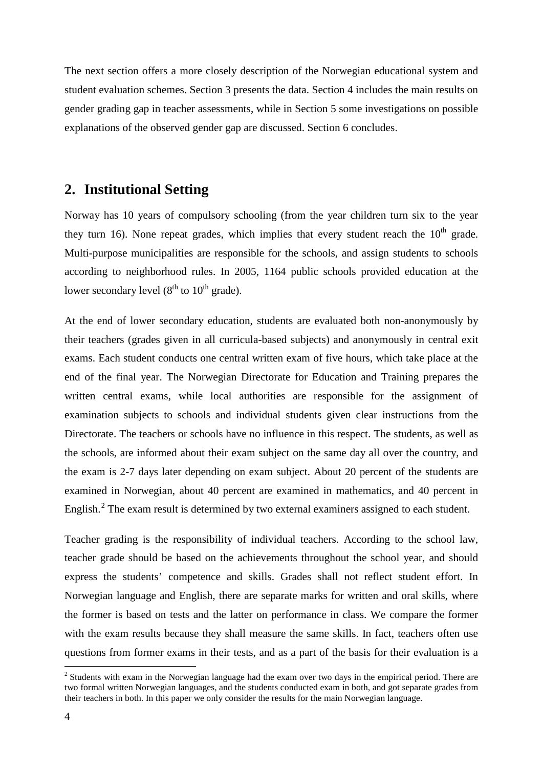The next section offers a more closely description of the Norwegian educational system and student evaluation schemes. Section 3 presents the data. Section 4 includes the main results on gender grading gap in teacher assessments, while in Section 5 some investigations on possible explanations of the observed gender gap are discussed. Section 6 concludes.

## 2. Institutional Setting

Norway has 10 years of compulsory schooling (from the year children turn six to the year they turn 16). None repeat grades, which implies that every student reach the $10^{th}$ grade. Multi-purpose municipalities are responsible for the schools, and assign students to schools according to neighborhood rules. In 2005, 1164 public schools provided education at the lower secondary level ($8^{th}$ to $10^{th}$ grade).

At the end of lower secondary education, students are evaluated both non-anonymously by their teachers (grades given in all curricula-based subjects) and anonymously in central exit exams. Each student conducts one central written exam of five hours, which take place at the end of the final year. The Norwegian Directorate for Education and Training prepares the written central exams, while local authorities are responsible for the assignment of examination subjects to schools and individual students given clear instructions from the Directorate. The teachers or schools have no influence in this respect. The students, as well as the schools, are informed about their exam subject on the same day all over the country, and the exam is 2-7 days later depending on exam subject. About 20 percent of the students are examined in Norwegian, about 40 percent are examined in mathematics, and 40 percent in English.[2] The exam result is determined by two external examiners assigned to each student.

Teacher grading is the responsibility of individual teachers. According to the school law, teacher grade should be based on the achievements throughout the school year, and should express the students' competence and skills. Grades shall not reflect student effort. In Norwegian language and English, there are separate marks for written and oral skills, where the former is based on tests and the latter on performance in class. We compare the former with the exam results because they shall measure the same skills. In fact, teachers often use questions from former exams in their tests, and as a part of the basis for their evaluation is a

[2] Students with exam in the Norwegian language had the exam over two days in the empirical period. There are two formal written Norwegian languages, and the students conducted exam in both, and got separate grades from their teachers in both. In this paper we only consider the results for the main Norwegian language.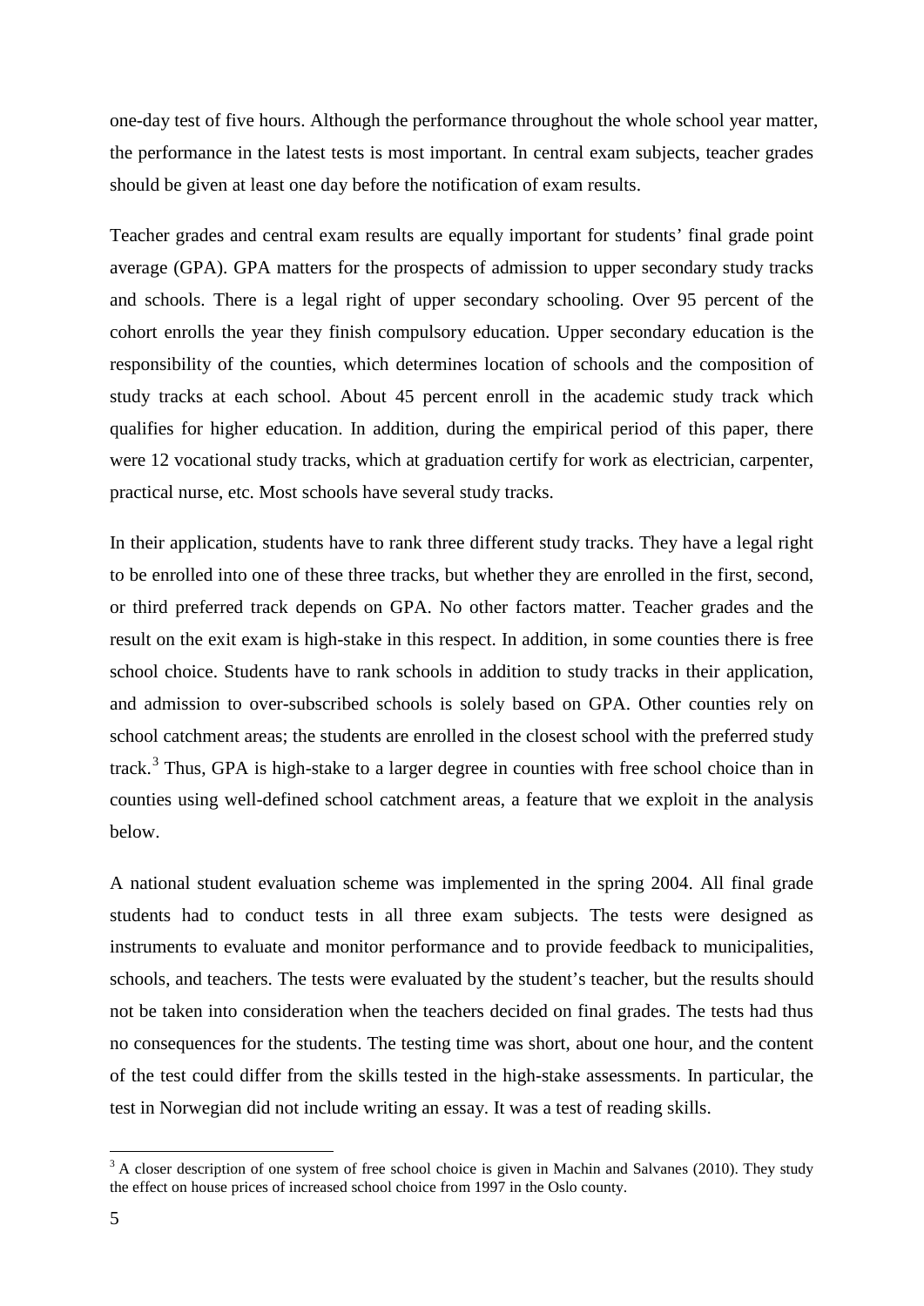one-day test of five hours. Although the performance throughout the whole school year matter, the performance in the latest tests is most important. In central exam subjects, teacher grades should be given at least one day before the notification of exam results.

Teacher grades and central exam results are equally important for students' final grade point average (GPA). GPA matters for the prospects of admission to upper secondary study tracks and schools. There is a legal right of upper secondary schooling. Over 95 percent of the cohort enrolls the year they finish compulsory education. Upper secondary education is the responsibility of the counties, which determines location of schools and the composition of study tracks at each school. About 45 percent enroll in the academic study track which qualifies for higher education. In addition, during the empirical period of this paper, there were 12 vocational study tracks, which at graduation certify for work as electrician, carpenter, practical nurse, etc. Most schools have several study tracks.

In their application, students have to rank three different study tracks. They have a legal right to be enrolled into one of these three tracks, but whether they are enrolled in the first, second, or third preferred track depends on GPA. No other factors matter. Teacher grades and the result on the exit exam is high-stake in this respect. In addition, in some counties there is free school choice. Students have to rank schools in addition to study tracks in their application, and admission to over-subscribed schools is solely based on GPA. Other counties rely on school catchment areas; the students are enrolled in the closest school with the preferred study track.[3] Thus, GPA is high-stake to a larger degree in counties with free school choice than in counties using well-defined school catchment areas, a feature that we exploit in the analysis below.

A national student evaluation scheme was implemented in the spring 2004. All final grade students had to conduct tests in all three exam subjects. The tests were designed as instruments to evaluate and monitor performance and to provide feedback to municipalities, schools, and teachers. The tests were evaluated by the student's teacher, but the results should not be taken into consideration when the teachers decided on final grades. The tests had thus no consequences for the students. The testing time was short, about one hour, and the content of the test could differ from the skills tested in the high-stake assessments. In particular, the test in Norwegian did not include writing an essay. It was a test of reading skills.

[3] A closer description of one system of free school choice is given in Machin and Salvanes (2010). They study the effect on house prices of increased school choice from 1997 in the Oslo county.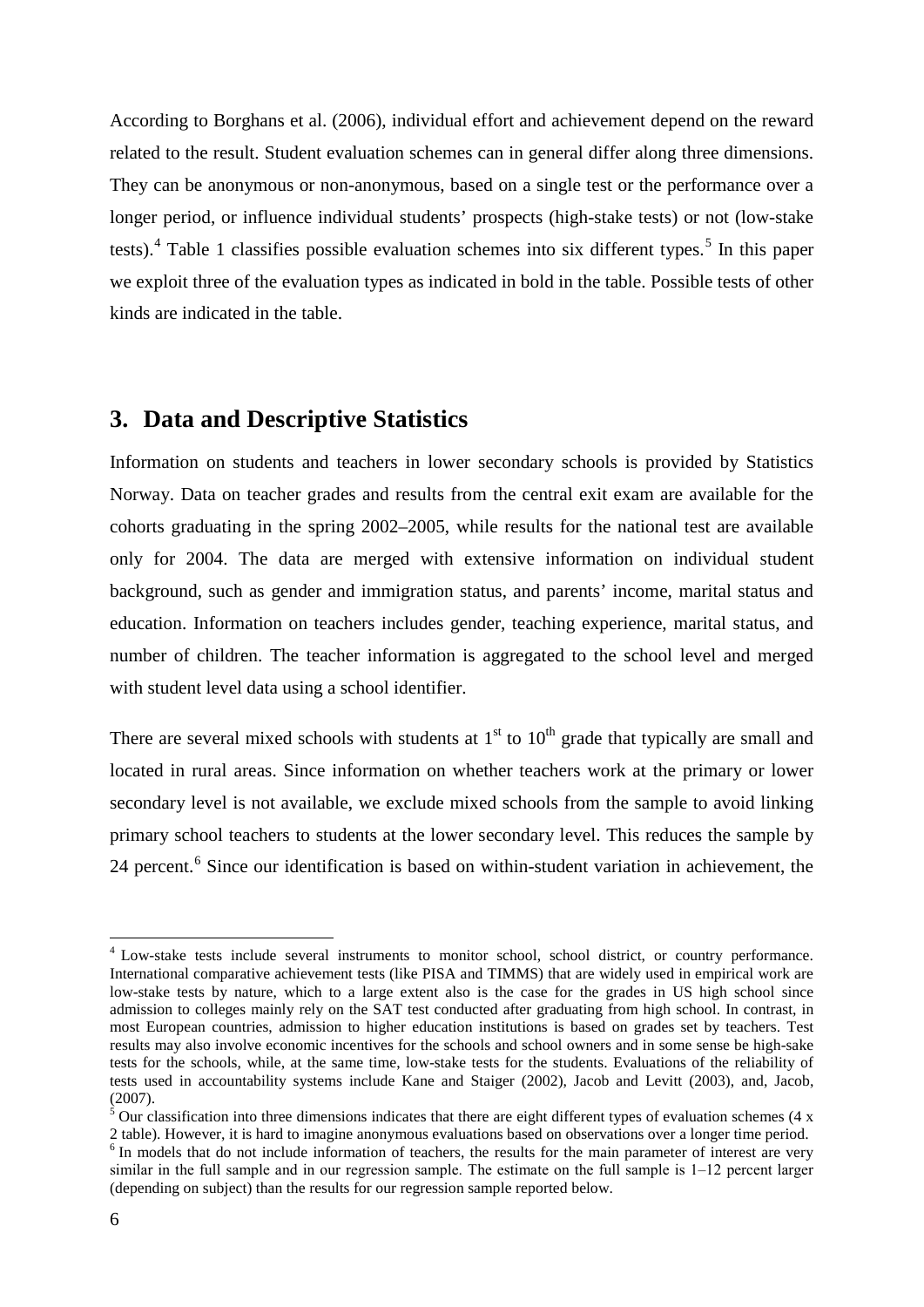According to Borghans et al. (2006), individual effort and achievement depend on the reward related to the result. Student evaluation schemes can in general differ along three dimensions. They can be anonymous or non-anonymous, based on a single test or the performance over a longer period, or influence individual students' prospects (high-stake tests) or not (low-stake tests).[4] Table 1 classifies possible evaluation schemes into six different types.[5] In this paper we exploit three of the evaluation types as indicated in bold in the table. Possible tests of other kinds are indicated in the table.

## 3. Data and Descriptive Statistics

Information on students and teachers in lower secondary schools is provided by Statistics Norway. Data on teacher grades and results from the central exit exam are available for the cohorts graduating in the spring 2002–2005, while results for the national test are available only for 2004. The data are merged with extensive information on individual student background, such as gender and immigration status, and parents' income, marital status and education. Information on teachers includes gender, teaching experience, marital status, and number of children. The teacher information is aggregated to the school level and merged with student level data using a school identifier.

There are several mixed schools with students at 1[st] to 10[th] grade that typically are small and located in rural areas. Since information on whether teachers work at the primary or lower secondary level is not available, we exclude mixed schools from the sample to avoid linking primary school teachers to students at the lower secondary level. This reduces the sample by 24 percent.[6] Since our identification is based on within-student variation in achievement, the

---

[4] Low-stake tests include several instruments to monitor school, school district, or country performance. International comparative achievement tests (like PISA and TIMMS) that are widely used in empirical work are low-stake tests by nature, which to a large extent also is the case for the grades in US high school since admission to colleges mainly rely on the SAT test conducted after graduating from high school. In contrast, in most European countries, admission to higher education institutions is based on grades set by teachers. Test results may also involve economic incentives for the schools and school owners and in some sense be high-sake tests for the schools, while, at the same time, low-stake tests for the students. Evaluations of the reliability of tests used in accountability systems include Kane and Staiger (2002), Jacob and Levitt (2003), and, Jacob, (2007).

[5] Our classification into three dimensions indicates that there are eight different types of evaluation schemes (4 x 2 table). However, it is hard to imagine anonymous evaluations based on observations over a longer time period.

[6] In models that do not include information of teachers, the results for the main parameter of interest are very similar in the full sample and in our regression sample. The estimate on the full sample is 1–12 percent larger (depending on subject) than the results for our regression sample reported below.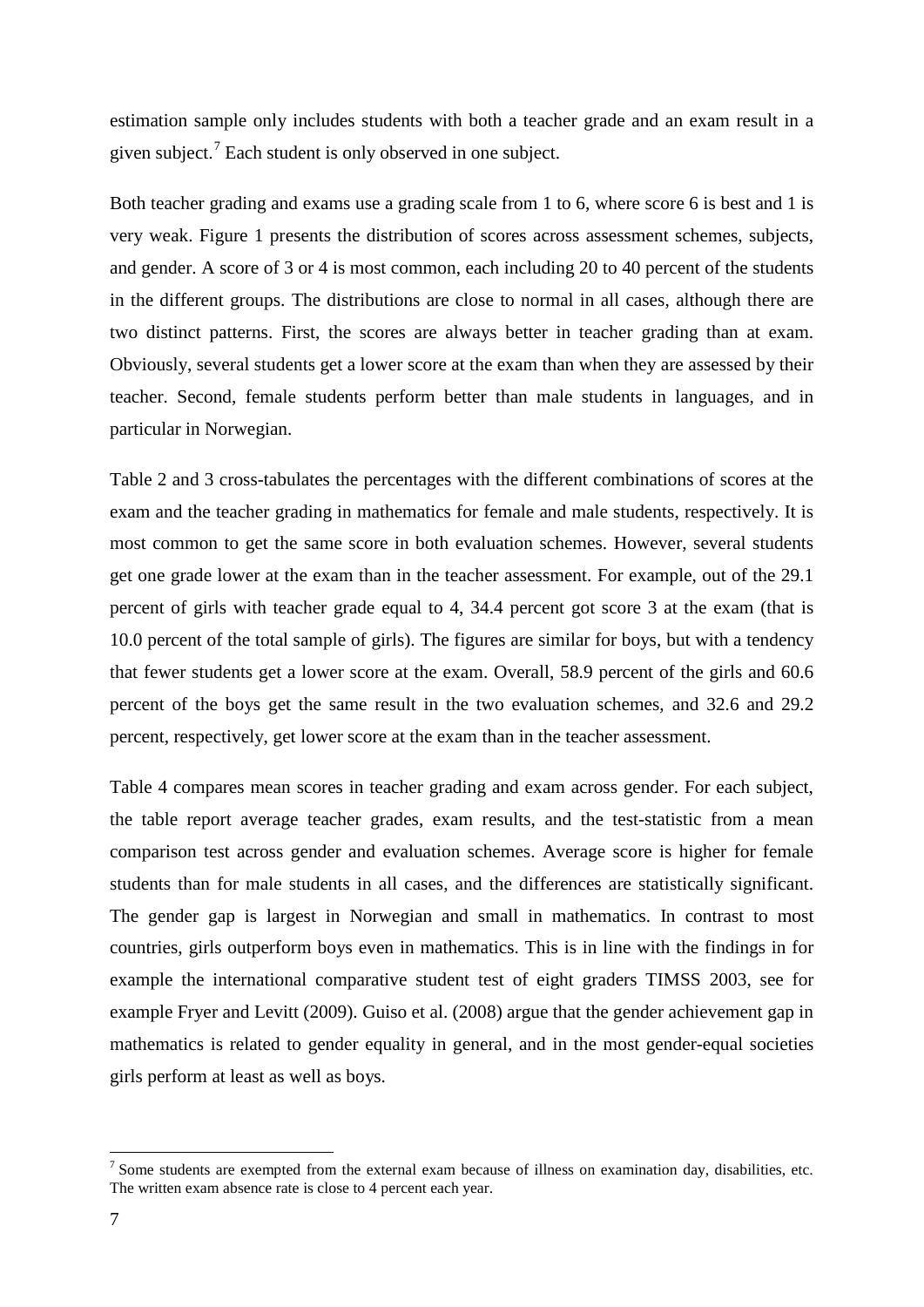estimation sample only includes students with both a teacher grade and an exam result in a given subject.[7] Each student is only observed in one subject.

Both teacher grading and exams use a grading scale from 1 to 6, where score 6 is best and 1 is very weak. Figure 1 presents the distribution of scores across assessment schemes, subjects, and gender. A score of 3 or 4 is most common, each including 20 to 40 percent of the students in the different groups. The distributions are close to normal in all cases, although there are two distinct patterns. First, the scores are always better in teacher grading than at exam. Obviously, several students get a lower score at the exam than when they are assessed by their teacher. Second, female students perform better than male students in languages, and in particular in Norwegian.

Table 2 and 3 cross-tabulates the percentages with the different combinations of scores at the exam and the teacher grading in mathematics for female and male students, respectively. It is most common to get the same score in both evaluation schemes. However, several students get one grade lower at the exam than in the teacher assessment. For example, out of the 29.1 percent of girls with teacher grade equal to 4, 34.4 percent got score 3 at the exam (that is 10.0 percent of the total sample of girls). The figures are similar for boys, but with a tendency that fewer students get a lower score at the exam. Overall, 58.9 percent of the girls and 60.6 percent of the boys get the same result in the two evaluation schemes, and 32.6 and 29.2 percent, respectively, get lower score at the exam than in the teacher assessment.

Table 4 compares mean scores in teacher grading and exam across gender. For each subject, the table report average teacher grades, exam results, and the test-statistic from a mean comparison test across gender and evaluation schemes. Average score is higher for female students than for male students in all cases, and the differences are statistically significant. The gender gap is largest in Norwegian and small in mathematics. In contrast to most countries, girls outperform boys even in mathematics. This is in line with the findings in for example the international comparative student test of eight graders TIMSS 2003, see for example Fryer and Levitt (2009). Guiso et al. (2008) argue that the gender achievement gap in mathematics is related to gender equality in general, and in the most gender-equal societies girls perform at least as well as boys.

[7] Some students are exempted from the external exam because of illness on examination day, disabilities, etc. The written exam absence rate is close to 4 percent each year.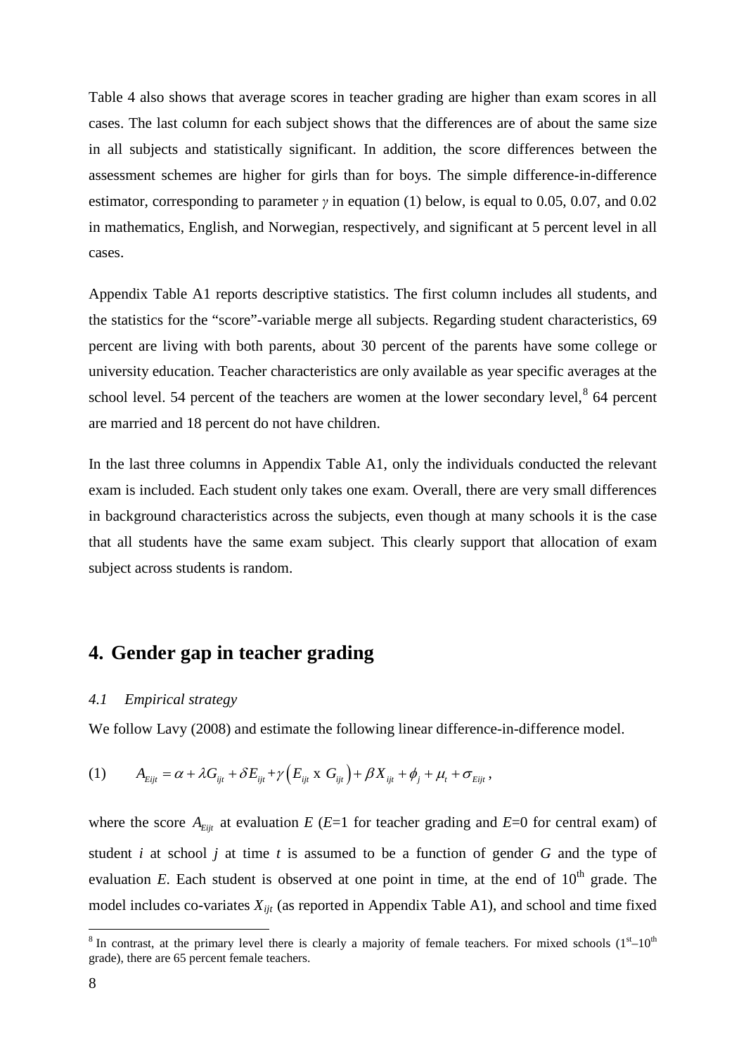Table 4 also shows that average scores in teacher grading are higher than exam scores in all cases. The last column for each subject shows that the differences are of about the same size in all subjects and statistically significant. In addition, the score differences between the assessment schemes are higher for girls than for boys. The simple difference-in-difference estimator, corresponding to parameter $\gamma$ in equation (1) below, is equal to 0.05, 0.07, and 0.02 in mathematics, English, and Norwegian, respectively, and significant at 5 percent level in all cases.

Appendix Table A1 reports descriptive statistics. The first column includes all students, and the statistics for the "score"-variable merge all subjects. Regarding student characteristics, 69 percent are living with both parents, about 30 percent of the parents have some college or university education. Teacher characteristics are only available as year specific averages at the school level. 54 percent of the teachers are women at the lower secondary level,[8] 64 percent are married and 18 percent do not have children.

In the last three columns in Appendix Table A1, only the individuals conducted the relevant exam is included. Each student only takes one exam. Overall, there are very small differences in background characteristics across the subjects, even though at many schools it is the case that all students have the same exam subject. This clearly support that allocation of exam subject across students is random.

## 4. Gender gap in teacher grading

### *4.1 Empirical strategy*

We follow Lavy (2008) and estimate the following linear difference-in-difference model.

$$(1) \qquad A_{Eijt} = \alpha + \lambda G_{ijt} + \delta E_{ijt} + \gamma \left( E_{ijt} \text{ x } G_{ijt} \right) + \beta X_{ijt} + \phi_j + \mu_t + \sigma_{Eijt} ,$$

where the score $A_{Eijt}$ at evaluation $E$ ($E$=1 for teacher grading and $E$=0 for central exam) of student $i$ at school $j$ at time $t$ is assumed to be a function of gender $G$ and the type of evaluation $E$. Each student is observed at one point in time, at the end of 10[th] grade. The model includes co-variates $X_{ijt}$ (as reported in Appendix Table A1), and school and time fixed

[8] In contrast, at the primary level there is clearly a majority of female teachers. For mixed schools (1[st]–10[th] grade), there are 65 percent female teachers.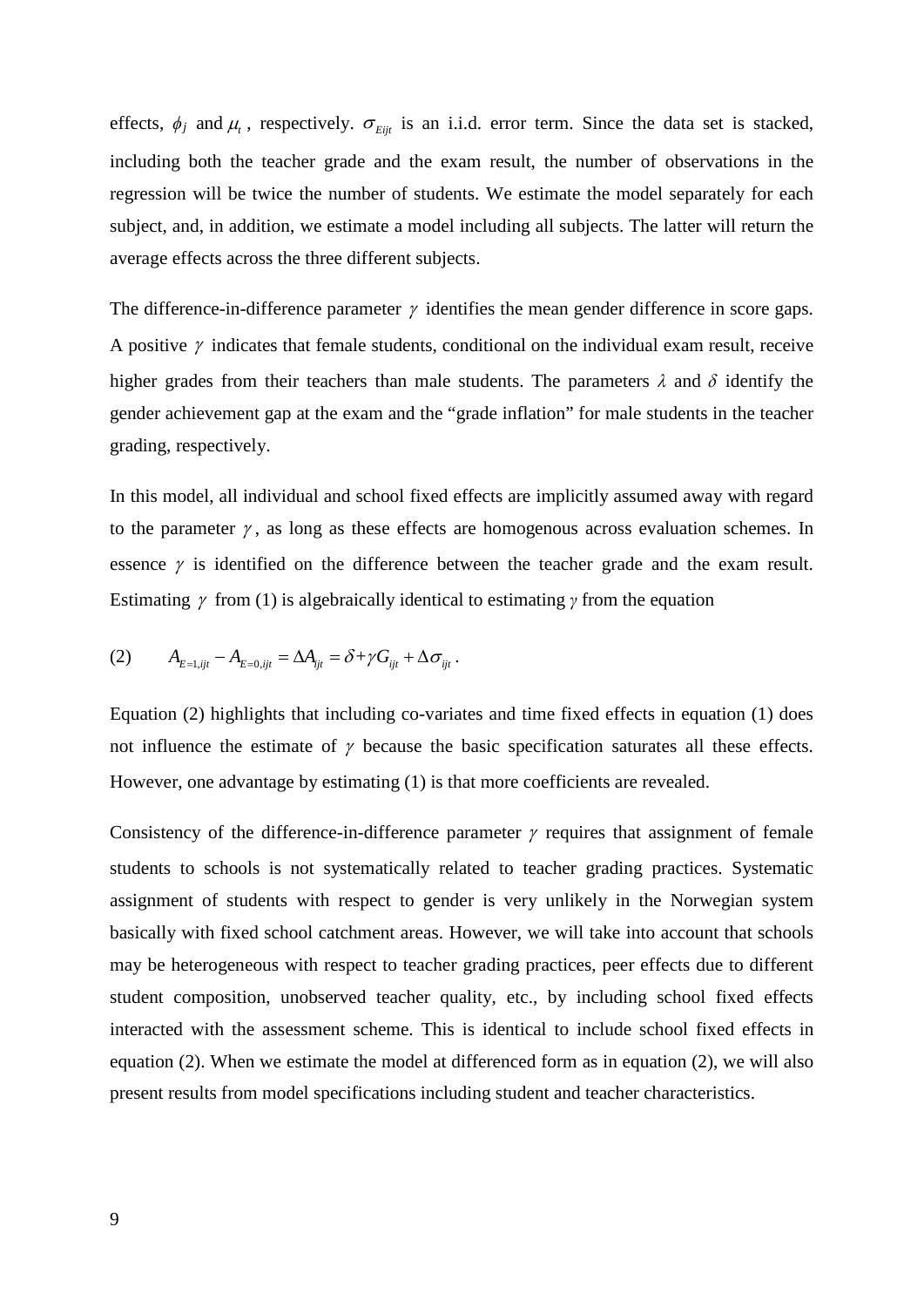effects, $\phi_j$ and $\mu_t$, respectively. $\sigma_{Eijt}$ is an i.i.d. error term. Since the data set is stacked, including both the teacher grade and the exam result, the number of observations in the regression will be twice the number of students. We estimate the model separately for each subject, and, in addition, we estimate a model including all subjects. The latter will return the average effects across the three different subjects.

The difference-in-difference parameter $\gamma$ identifies the mean gender difference in score gaps. A positive $\gamma$ indicates that female students, conditional on the individual exam result, receive higher grades from their teachers than male students. The parameters $\lambda$ and $\delta$ identify the gender achievement gap at the exam and the "grade inflation" for male students in the teacher grading, respectively.

In this model, all individual and school fixed effects are implicitly assumed away with regard to the parameter $\gamma$, as long as these effects are homogenous across evaluation schemes. In essence $\gamma$ is identified on the difference between the teacher grade and the exam result. Estimating $\gamma$ from (1) is algebraically identical to estimating $\gamma$ from the equation

$$(2) \qquad A_{E=1,ijt} - A_{E=0,ijt} = \Delta A_{ijt} = \delta + \gamma G_{ijt} + \Delta\sigma_{ijt}\,.$$

Equation (2) highlights that including co-variates and time fixed effects in equation (1) does not influence the estimate of $\gamma$ because the basic specification saturates all these effects. However, one advantage by estimating (1) is that more coefficients are revealed.

Consistency of the difference-in-difference parameter $\gamma$ requires that assignment of female students to schools is not systematically related to teacher grading practices. Systematic assignment of students with respect to gender is very unlikely in the Norwegian system basically with fixed school catchment areas. However, we will take into account that schools may be heterogeneous with respect to teacher grading practices, peer effects due to different student composition, unobserved teacher quality, etc., by including school fixed effects interacted with the assessment scheme. This is identical to include school fixed effects in equation (2). When we estimate the model at differenced form as in equation (2), we will also present results from model specifications including student and teacher characteristics.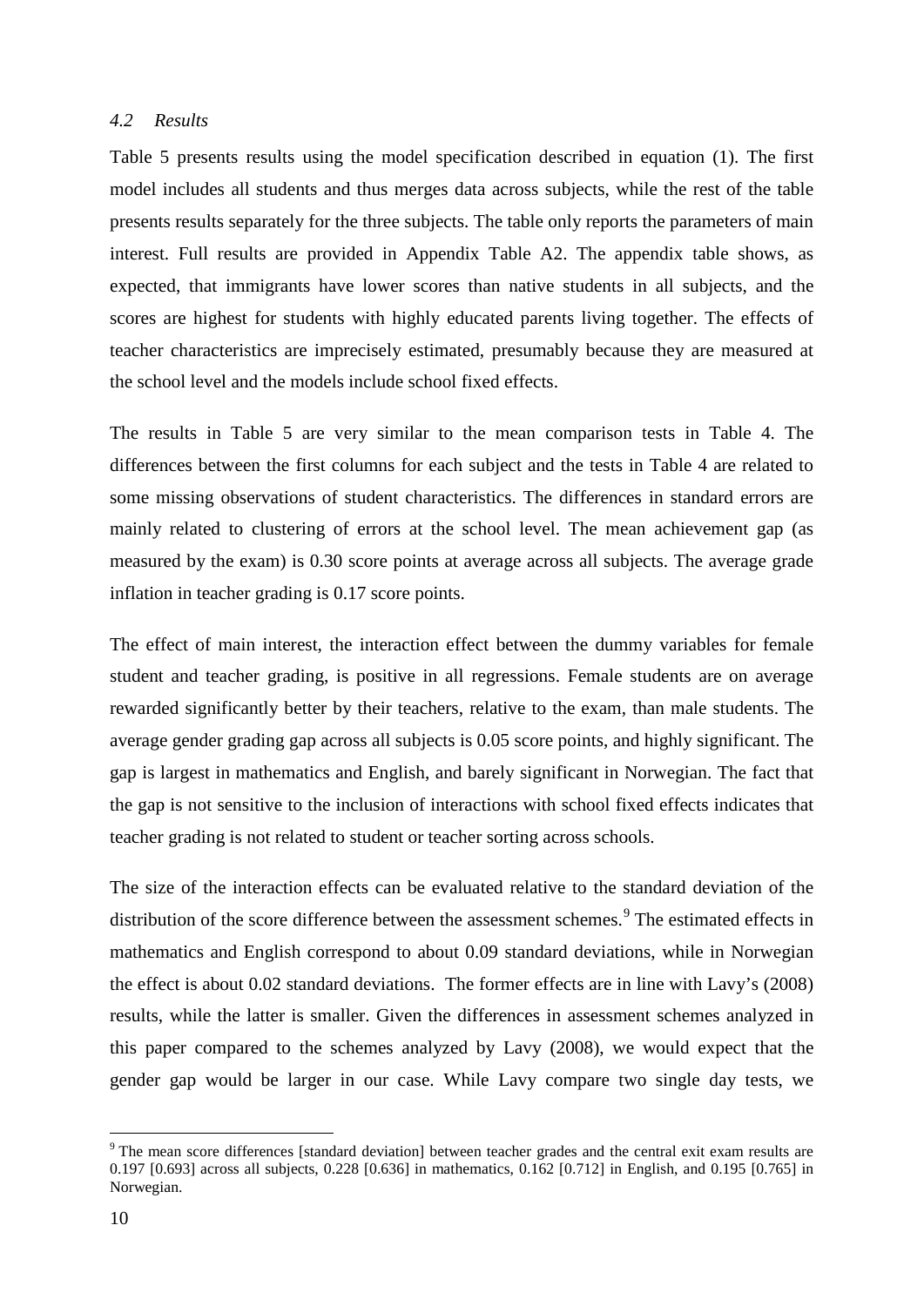### *4.2 Results*

Table 5 presents results using the model specification described in equation (1). The first model includes all students and thus merges data across subjects, while the rest of the table presents results separately for the three subjects. The table only reports the parameters of main interest. Full results are provided in Appendix Table A2. The appendix table shows, as expected, that immigrants have lower scores than native students in all subjects, and the scores are highest for students with highly educated parents living together. The effects of teacher characteristics are imprecisely estimated, presumably because they are measured at the school level and the models include school fixed effects.

The results in Table 5 are very similar to the mean comparison tests in Table 4. The differences between the first columns for each subject and the tests in Table 4 are related to some missing observations of student characteristics. The differences in standard errors are mainly related to clustering of errors at the school level. The mean achievement gap (as measured by the exam) is 0.30 score points at average across all subjects. The average grade inflation in teacher grading is 0.17 score points.

The effect of main interest, the interaction effect between the dummy variables for female student and teacher grading, is positive in all regressions. Female students are on average rewarded significantly better by their teachers, relative to the exam, than male students. The average gender grading gap across all subjects is 0.05 score points, and highly significant. The gap is largest in mathematics and English, and barely significant in Norwegian. The fact that the gap is not sensitive to the inclusion of interactions with school fixed effects indicates that teacher grading is not related to student or teacher sorting across schools.

The size of the interaction effects can be evaluated relative to the standard deviation of the distribution of the score difference between the assessment schemes.[9] The estimated effects in mathematics and English correspond to about 0.09 standard deviations, while in Norwegian the effect is about 0.02 standard deviations. The former effects are in line with Lavy's (2008) results, while the latter is smaller. Given the differences in assessment schemes analyzed in this paper compared to the schemes analyzed by Lavy (2008), we would expect that the gender gap would be larger in our case. While Lavy compare two single day tests, we

---

[9] The mean score differences [standard deviation] between teacher grades and the central exit exam results are 0.197 [0.693] across all subjects, 0.228 [0.636] in mathematics, 0.162 [0.712] in English, and 0.195 [0.765] in Norwegian.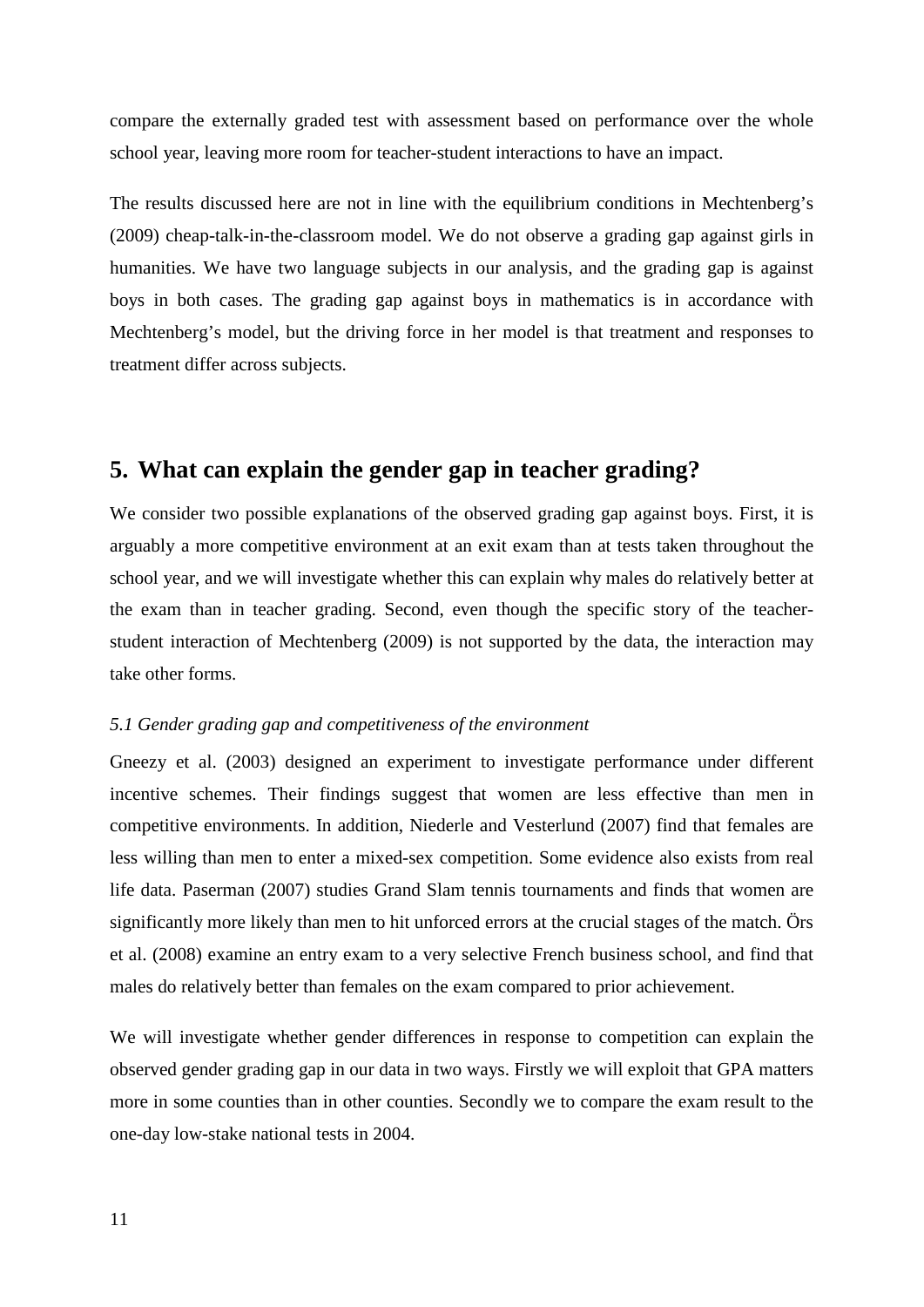compare the externally graded test with assessment based on performance over the whole school year, leaving more room for teacher-student interactions to have an impact.

The results discussed here are not in line with the equilibrium conditions in Mechtenberg's (2009) cheap-talk-in-the-classroom model. We do not observe a grading gap against girls in humanities. We have two language subjects in our analysis, and the grading gap is against boys in both cases. The grading gap against boys in mathematics is in accordance with Mechtenberg's model, but the driving force in her model is that treatment and responses to treatment differ across subjects.

## 5. What can explain the gender gap in teacher grading?

We consider two possible explanations of the observed grading gap against boys. First, it is arguably a more competitive environment at an exit exam than at tests taken throughout the school year, and we will investigate whether this can explain why males do relatively better at the exam than in teacher grading. Second, even though the specific story of the teacher-student interaction of Mechtenberg (2009) is not supported by the data, the interaction may take other forms.

### *5.1 Gender grading gap and competitiveness of the environment*

Gneezy et al. (2003) designed an experiment to investigate performance under different incentive schemes. Their findings suggest that women are less effective than men in competitive environments. In addition, Niederle and Vesterlund (2007) find that females are less willing than men to enter a mixed-sex competition. Some evidence also exists from real life data. Paserman (2007) studies Grand Slam tennis tournaments and finds that women are significantly more likely than men to hit unforced errors at the crucial stages of the match. Örs et al. (2008) examine an entry exam to a very selective French business school, and find that males do relatively better than females on the exam compared to prior achievement.

We will investigate whether gender differences in response to competition can explain the observed gender grading gap in our data in two ways. Firstly we will exploit that GPA matters more in some counties than in other counties. Secondly we to compare the exam result to the one-day low-stake national tests in 2004.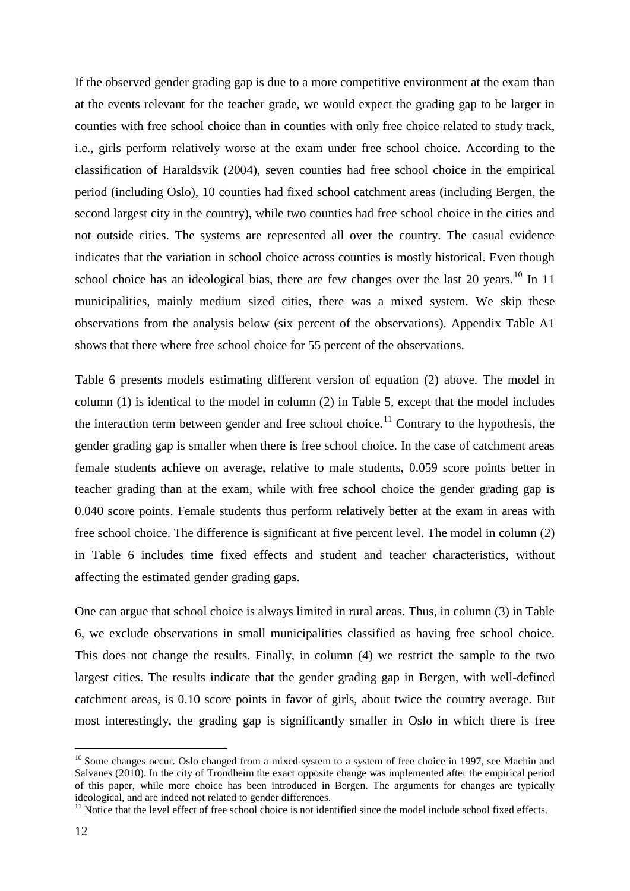If the observed gender grading gap is due to a more competitive environment at the exam than at the events relevant for the teacher grade, we would expect the grading gap to be larger in counties with free school choice than in counties with only free choice related to study track, i.e., girls perform relatively worse at the exam under free school choice. According to the classification of Haraldsvik (2004), seven counties had free school choice in the empirical period (including Oslo), 10 counties had fixed school catchment areas (including Bergen, the second largest city in the country), while two counties had free school choice in the cities and not outside cities. The systems are represented all over the country. The casual evidence indicates that the variation in school choice across counties is mostly historical. Even though school choice has an ideological bias, there are few changes over the last 20 years.[10] In 11 municipalities, mainly medium sized cities, there was a mixed system. We skip these observations from the analysis below (six percent of the observations). Appendix Table A1 shows that there where free school choice for 55 percent of the observations.

Table 6 presents models estimating different version of equation (2) above. The model in column (1) is identical to the model in column (2) in Table 5, except that the model includes the interaction term between gender and free school choice.[11] Contrary to the hypothesis, the gender grading gap is smaller when there is free school choice. In the case of catchment areas female students achieve on average, relative to male students, 0.059 score points better in teacher grading than at the exam, while with free school choice the gender grading gap is 0.040 score points. Female students thus perform relatively better at the exam in areas with free school choice. The difference is significant at five percent level. The model in column (2) in Table 6 includes time fixed effects and student and teacher characteristics, without affecting the estimated gender grading gaps.

One can argue that school choice is always limited in rural areas. Thus, in column (3) in Table 6, we exclude observations in small municipalities classified as having free school choice. This does not change the results. Finally, in column (4) we restrict the sample to the two largest cities. The results indicate that the gender grading gap in Bergen, with well-defined catchment areas, is 0.10 score points in favor of girls, about twice the country average. But most interestingly, the grading gap is significantly smaller in Oslo in which there is free

---

[10] Some changes occur. Oslo changed from a mixed system to a system of free choice in 1997, see Machin and Salvanes (2010). In the city of Trondheim the exact opposite change was implemented after the empirical period of this paper, while more choice has been introduced in Bergen. The arguments for changes are typically ideological, and are indeed not related to gender differences.

[11] Notice that the level effect of free school choice is not identified since the model include school fixed effects.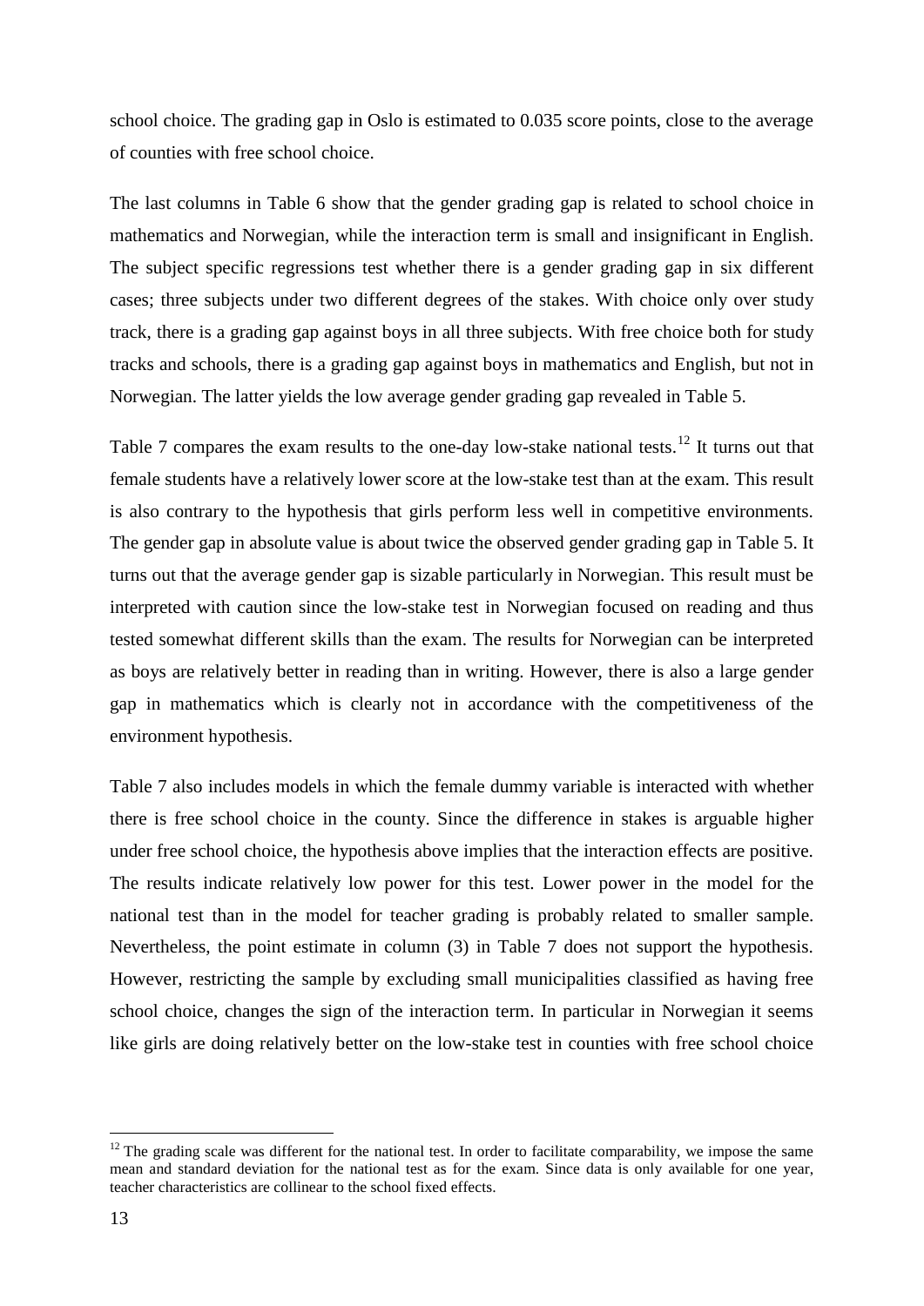school choice. The grading gap in Oslo is estimated to 0.035 score points, close to the average of counties with free school choice.

The last columns in Table 6 show that the gender grading gap is related to school choice in mathematics and Norwegian, while the interaction term is small and insignificant in English. The subject specific regressions test whether there is a gender grading gap in six different cases; three subjects under two different degrees of the stakes. With choice only over study track, there is a grading gap against boys in all three subjects. With free choice both for study tracks and schools, there is a grading gap against boys in mathematics and English, but not in Norwegian. The latter yields the low average gender grading gap revealed in Table 5.

Table 7 compares the exam results to the one-day low-stake national tests.[12] It turns out that female students have a relatively lower score at the low-stake test than at the exam. This result is also contrary to the hypothesis that girls perform less well in competitive environments. The gender gap in absolute value is about twice the observed gender grading gap in Table 5. It turns out that the average gender gap is sizable particularly in Norwegian. This result must be interpreted with caution since the low-stake test in Norwegian focused on reading and thus tested somewhat different skills than the exam. The results for Norwegian can be interpreted as boys are relatively better in reading than in writing. However, there is also a large gender gap in mathematics which is clearly not in accordance with the competitiveness of the environment hypothesis.

Table 7 also includes models in which the female dummy variable is interacted with whether there is free school choice in the county. Since the difference in stakes is arguable higher under free school choice, the hypothesis above implies that the interaction effects are positive. The results indicate relatively low power for this test. Lower power in the model for the national test than in the model for teacher grading is probably related to smaller sample. Nevertheless, the point estimate in column (3) in Table 7 does not support the hypothesis. However, restricting the sample by excluding small municipalities classified as having free school choice, changes the sign of the interaction term. In particular in Norwegian it seems like girls are doing relatively better on the low-stake test in counties with free school choice

---

[12] The grading scale was different for the national test. In order to facilitate comparability, we impose the same mean and standard deviation for the national test as for the exam. Since data is only available for one year, teacher characteristics are collinear to the school fixed effects.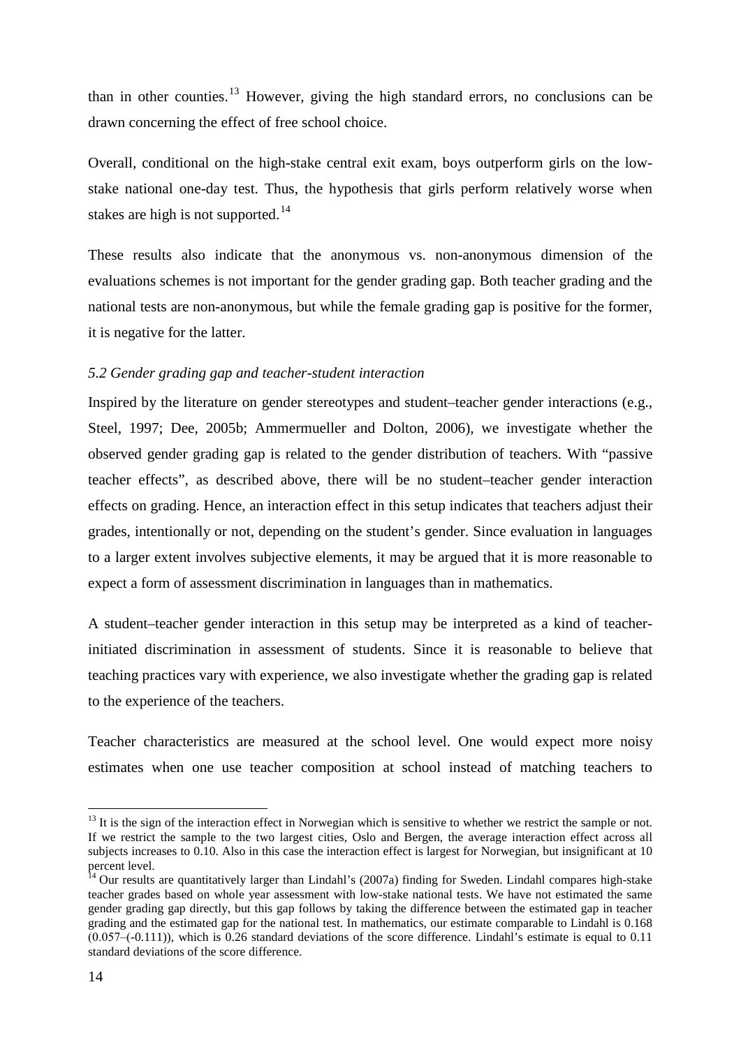than in other counties.[13] However, giving the high standard errors, no conclusions can be drawn concerning the effect of free school choice.

Overall, conditional on the high-stake central exit exam, boys outperform girls on the low-stake national one-day test. Thus, the hypothesis that girls perform relatively worse when stakes are high is not supported.[14]

These results also indicate that the anonymous vs. non-anonymous dimension of the evaluations schemes is not important for the gender grading gap. Both teacher grading and the national tests are non-anonymous, but while the female grading gap is positive for the former, it is negative for the latter.

### *5.2 Gender grading gap and teacher-student interaction*

Inspired by the literature on gender stereotypes and student–teacher gender interactions (e.g., Steel, 1997; Dee, 2005b; Ammermueller and Dolton, 2006), we investigate whether the observed gender grading gap is related to the gender distribution of teachers. With "passive teacher effects", as described above, there will be no student–teacher gender interaction effects on grading. Hence, an interaction effect in this setup indicates that teachers adjust their grades, intentionally or not, depending on the student's gender. Since evaluation in languages to a larger extent involves subjective elements, it may be argued that it is more reasonable to expect a form of assessment discrimination in languages than in mathematics.

A student–teacher gender interaction in this setup may be interpreted as a kind of teacher-initiated discrimination in assessment of students. Since it is reasonable to believe that teaching practices vary with experience, we also investigate whether the grading gap is related to the experience of the teachers.

Teacher characteristics are measured at the school level. One would expect more noisy estimates when one use teacher composition at school instead of matching teachers to

---

[13] It is the sign of the interaction effect in Norwegian which is sensitive to whether we restrict the sample or not. If we restrict the sample to the two largest cities, Oslo and Bergen, the average interaction effect across all subjects increases to 0.10. Also in this case the interaction effect is largest for Norwegian, but insignificant at 10 percent level.

[14] Our results are quantitatively larger than Lindahl's (2007a) finding for Sweden. Lindahl compares high-stake teacher grades based on whole year assessment with low-stake national tests. We have not estimated the same gender grading gap directly, but this gap follows by taking the difference between the estimated gap in teacher grading and the estimated gap for the national test. In mathematics, our estimate comparable to Lindahl is 0.168 (0.057–(-0.111)), which is 0.26 standard deviations of the score difference. Lindahl's estimate is equal to 0.11 standard deviations of the score difference.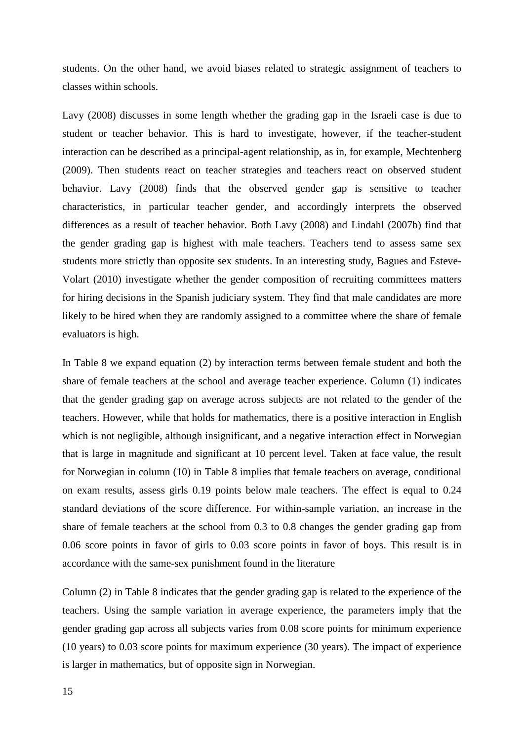students. On the other hand, we avoid biases related to strategic assignment of teachers to classes within schools.

Lavy (2008) discusses in some length whether the grading gap in the Israeli case is due to student or teacher behavior. This is hard to investigate, however, if the teacher-student interaction can be described as a principal-agent relationship, as in, for example, Mechtenberg (2009). Then students react on teacher strategies and teachers react on observed student behavior. Lavy (2008) finds that the observed gender gap is sensitive to teacher characteristics, in particular teacher gender, and accordingly interprets the observed differences as a result of teacher behavior. Both Lavy (2008) and Lindahl (2007b) find that the gender grading gap is highest with male teachers. Teachers tend to assess same sex students more strictly than opposite sex students. In an interesting study, Bagues and Esteve-Volart (2010) investigate whether the gender composition of recruiting committees matters for hiring decisions in the Spanish judiciary system. They find that male candidates are more likely to be hired when they are randomly assigned to a committee where the share of female evaluators is high.

In Table 8 we expand equation (2) by interaction terms between female student and both the share of female teachers at the school and average teacher experience. Column (1) indicates that the gender grading gap on average across subjects are not related to the gender of the teachers. However, while that holds for mathematics, there is a positive interaction in English which is not negligible, although insignificant, and a negative interaction effect in Norwegian that is large in magnitude and significant at 10 percent level. Taken at face value, the result for Norwegian in column (10) in Table 8 implies that female teachers on average, conditional on exam results, assess girls 0.19 points below male teachers. The effect is equal to 0.24 standard deviations of the score difference. For within-sample variation, an increase in the share of female teachers at the school from 0.3 to 0.8 changes the gender grading gap from 0.06 score points in favor of girls to 0.03 score points in favor of boys. This result is in accordance with the same-sex punishment found in the literature

Column (2) in Table 8 indicates that the gender grading gap is related to the experience of the teachers. Using the sample variation in average experience, the parameters imply that the gender grading gap across all subjects varies from 0.08 score points for minimum experience (10 years) to 0.03 score points for maximum experience (30 years). The impact of experience is larger in mathematics, but of opposite sign in Norwegian.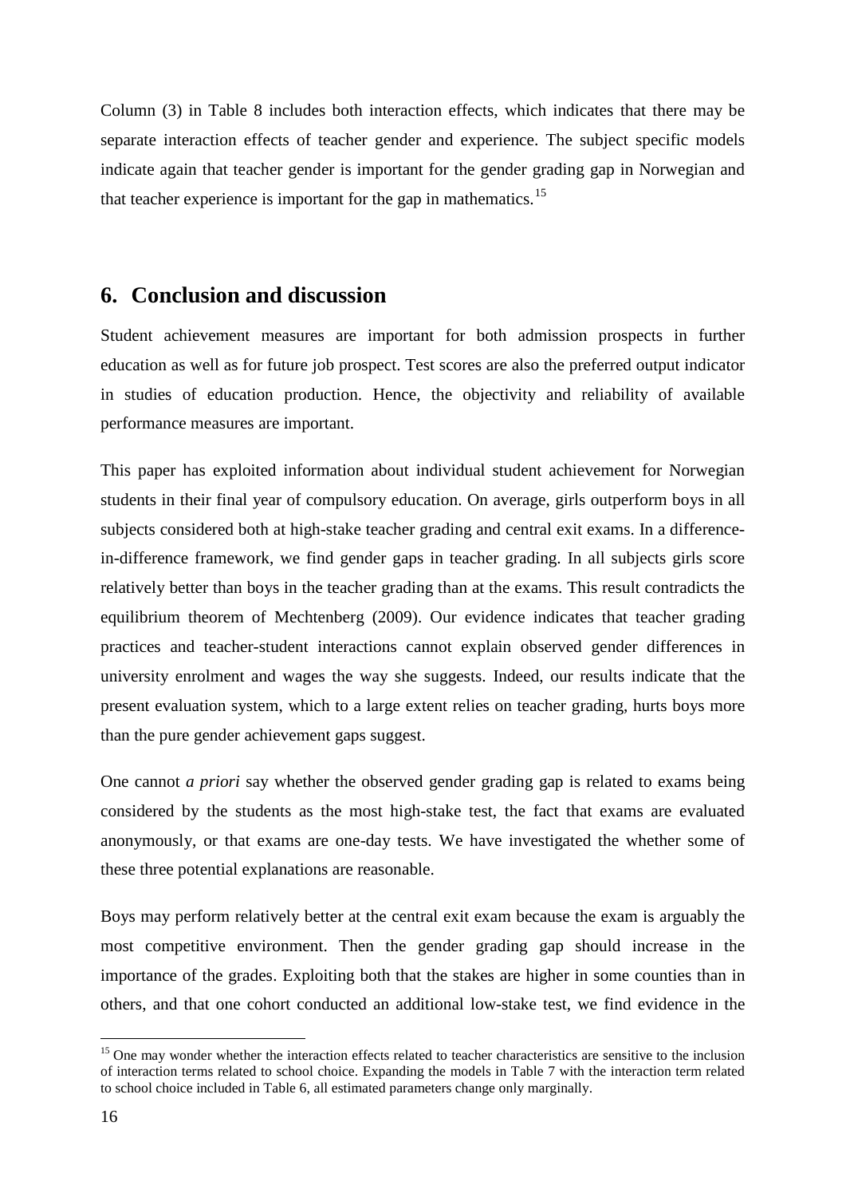Column (3) in Table 8 includes both interaction effects, which indicates that there may be separate interaction effects of teacher gender and experience. The subject specific models indicate again that teacher gender is important for the gender grading gap in Norwegian and that teacher experience is important for the gap in mathematics.[15]

## 6. Conclusion and discussion

Student achievement measures are important for both admission prospects in further education as well as for future job prospect. Test scores are also the preferred output indicator in studies of education production. Hence, the objectivity and reliability of available performance measures are important.

This paper has exploited information about individual student achievement for Norwegian students in their final year of compulsory education. On average, girls outperform boys in all subjects considered both at high-stake teacher grading and central exit exams. In a difference-in-difference framework, we find gender gaps in teacher grading. In all subjects girls score relatively better than boys in the teacher grading than at the exams. This result contradicts the equilibrium theorem of Mechtenberg (2009). Our evidence indicates that teacher grading practices and teacher-student interactions cannot explain observed gender differences in university enrolment and wages the way she suggests. Indeed, our results indicate that the present evaluation system, which to a large extent relies on teacher grading, hurts boys more than the pure gender achievement gaps suggest.

One cannot *a priori* say whether the observed gender grading gap is related to exams being considered by the students as the most high-stake test, the fact that exams are evaluated anonymously, or that exams are one-day tests. We have investigated the whether some of these three potential explanations are reasonable.

Boys may perform relatively better at the central exit exam because the exam is arguably the most competitive environment. Then the gender grading gap should increase in the importance of the grades. Exploiting both that the stakes are higher in some counties than in others, and that one cohort conducted an additional low-stake test, we find evidence in the

[15] One may wonder whether the interaction effects related to teacher characteristics are sensitive to the inclusion of interaction terms related to school choice. Expanding the models in Table 7 with the interaction term related to school choice included in Table 6, all estimated parameters change only marginally.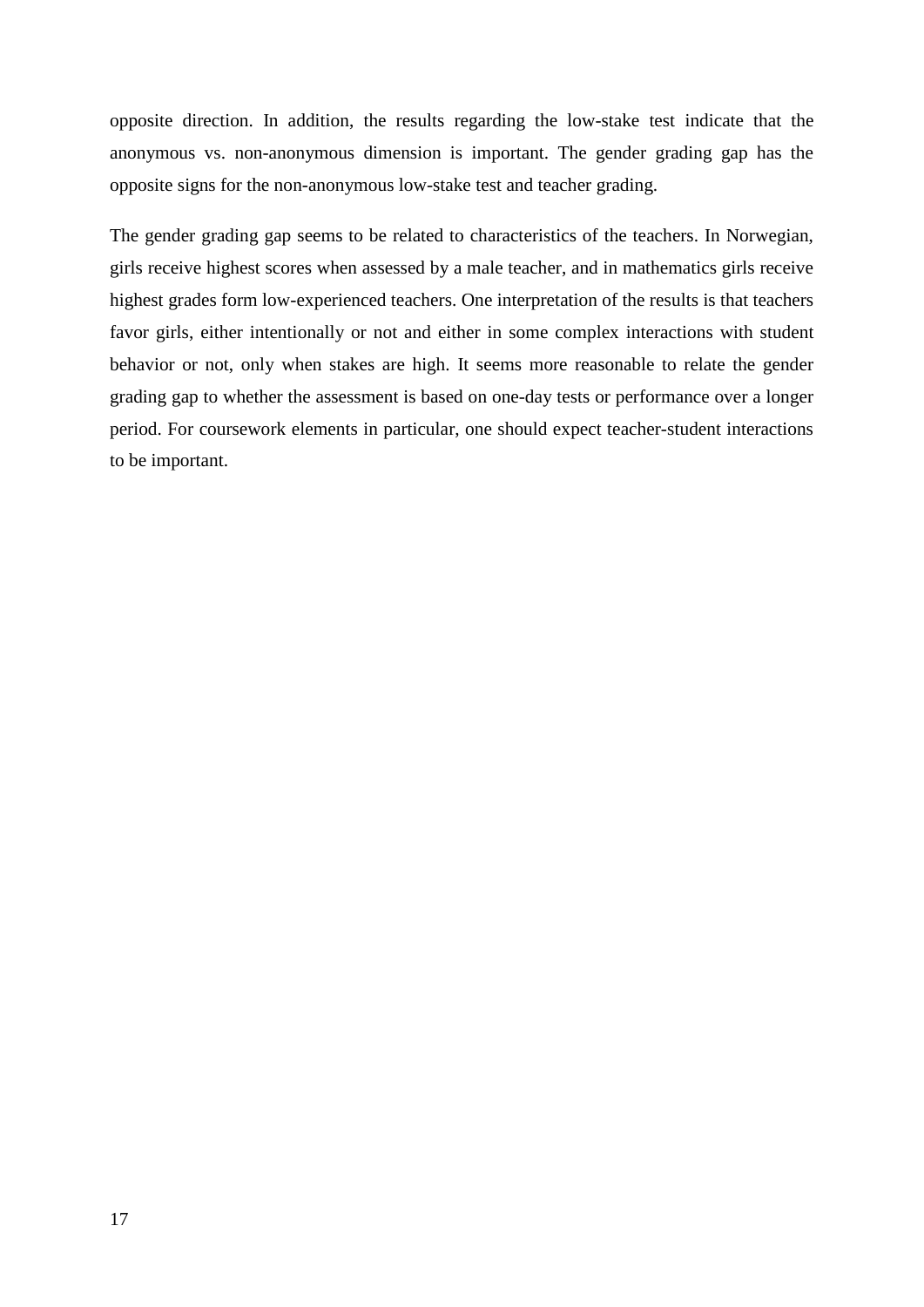opposite direction. In addition, the results regarding the low-stake test indicate that the anonymous vs. non-anonymous dimension is important. The gender grading gap has the opposite signs for the non-anonymous low-stake test and teacher grading.

The gender grading gap seems to be related to characteristics of the teachers. In Norwegian, girls receive highest scores when assessed by a male teacher, and in mathematics girls receive highest grades form low-experienced teachers. One interpretation of the results is that teachers favor girls, either intentionally or not and either in some complex interactions with student behavior or not, only when stakes are high. It seems more reasonable to relate the gender grading gap to whether the assessment is based on one-day tests or performance over a longer period. For coursework elements in particular, one should expect teacher-student interactions to be important.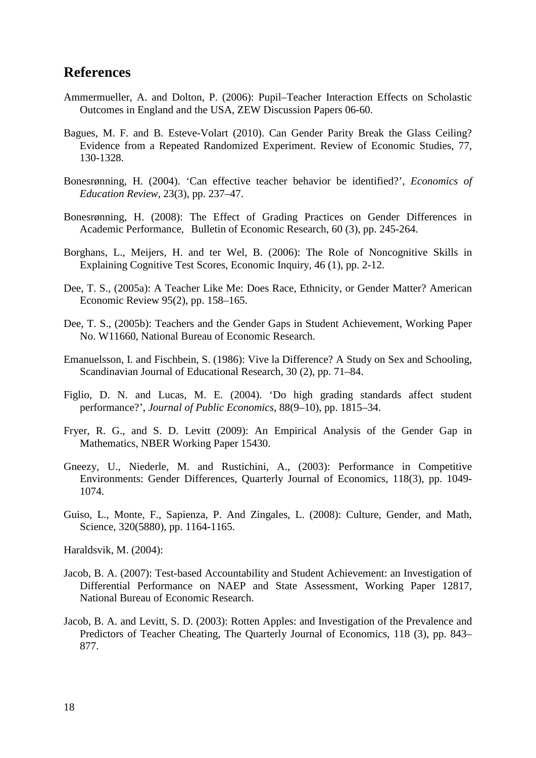## References

Ammermueller, A. and Dolton, P. (2006): Pupil–Teacher Interaction Effects on Scholastic Outcomes in England and the USA, ZEW Discussion Papers 06-60.

Bagues, M. F. and B. Esteve-Volart (2010). Can Gender Parity Break the Glass Ceiling? Evidence from a Repeated Randomized Experiment. Review of Economic Studies, 77, 130-1328.

Bonesrønning, H. (2004). 'Can effective teacher behavior be identified?', *Economics of Education Review*, 23(3), pp. 237–47.

Bonesrønning, H. (2008): The Effect of Grading Practices on Gender Differences in Academic Performance, Bulletin of Economic Research, 60 (3), pp. 245-264.

Borghans, L., Meijers, H. and ter Wel, B. (2006): The Role of Noncognitive Skills in Explaining Cognitive Test Scores, Economic Inquiry, 46 (1), pp. 2-12.

Dee, T. S., (2005a): A Teacher Like Me: Does Race, Ethnicity, or Gender Matter? American Economic Review 95(2), pp. 158–165.

Dee, T. S., (2005b): Teachers and the Gender Gaps in Student Achievement, Working Paper No. W11660, National Bureau of Economic Research.

Emanuelsson, I. and Fischbein, S. (1986): Vive la Difference? A Study on Sex and Schooling, Scandinavian Journal of Educational Research, 30 (2), pp. 71–84.

Figlio, D. N. and Lucas, M. E. (2004). 'Do high grading standards affect student performance?', *Journal of Public Economics*, 88(9–10), pp. 1815–34.

Fryer, R. G., and S. D. Levitt (2009): An Empirical Analysis of the Gender Gap in Mathematics, NBER Working Paper 15430.

Gneezy, U., Niederle, M. and Rustichini, A., (2003): Performance in Competitive Environments: Gender Differences, Quarterly Journal of Economics, 118(3), pp. 1049-1074.

Guiso, L., Monte, F., Sapienza, P. And Zingales, L. (2008): Culture, Gender, and Math, Science, 320(5880), pp. 1164-1165.

Haraldsvik, M. (2004):

Jacob, B. A. (2007): Test-based Accountability and Student Achievement: an Investigation of Differential Performance on NAEP and State Assessment, Working Paper 12817, National Bureau of Economic Research.

Jacob, B. A. and Levitt, S. D. (2003): Rotten Apples: and Investigation of the Prevalence and Predictors of Teacher Cheating, The Quarterly Journal of Economics, 118 (3), pp. 843–877.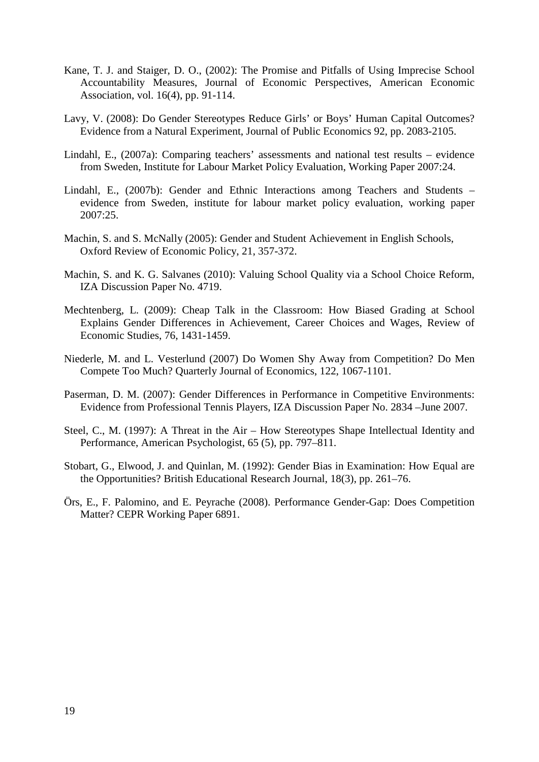Kane, T. J. and Staiger, D. O., (2002): The Promise and Pitfalls of Using Imprecise School Accountability Measures, Journal of Economic Perspectives, American Economic Association, vol. 16(4), pp. 91-114.

Lavy, V. (2008): Do Gender Stereotypes Reduce Girls' or Boys' Human Capital Outcomes? Evidence from a Natural Experiment, Journal of Public Economics 92, pp. 2083-2105.

Lindahl, E., (2007a): Comparing teachers' assessments and national test results – evidence from Sweden, Institute for Labour Market Policy Evaluation, Working Paper 2007:24.

Lindahl, E., (2007b): Gender and Ethnic Interactions among Teachers and Students – evidence from Sweden, institute for labour market policy evaluation, working paper 2007:25.

Machin, S. and S. McNally (2005): Gender and Student Achievement in English Schools, Oxford Review of Economic Policy, 21, 357-372.

Machin, S. and K. G. Salvanes (2010): Valuing School Quality via a School Choice Reform, IZA Discussion Paper No. 4719.

Mechtenberg, L. (2009): Cheap Talk in the Classroom: How Biased Grading at School Explains Gender Differences in Achievement, Career Choices and Wages, Review of Economic Studies, 76, 1431-1459.

Niederle, M. and L. Vesterlund (2007) Do Women Shy Away from Competition? Do Men Compete Too Much? Quarterly Journal of Economics, 122, 1067-1101.

Paserman, D. M. (2007): Gender Differences in Performance in Competitive Environments: Evidence from Professional Tennis Players, IZA Discussion Paper No. 2834 –June 2007.

Steel, C., M. (1997): A Threat in the Air – How Stereotypes Shape Intellectual Identity and Performance, American Psychologist, 65 (5), pp. 797–811.

Stobart, G., Elwood, J. and Quinlan, M. (1992): Gender Bias in Examination: How Equal are the Opportunities? British Educational Research Journal, 18(3), pp. 261–76.

Örs, E., F. Palomino, and E. Peyrache (2008). Performance Gender-Gap: Does Competition Matter? CEPR Working Paper 6891.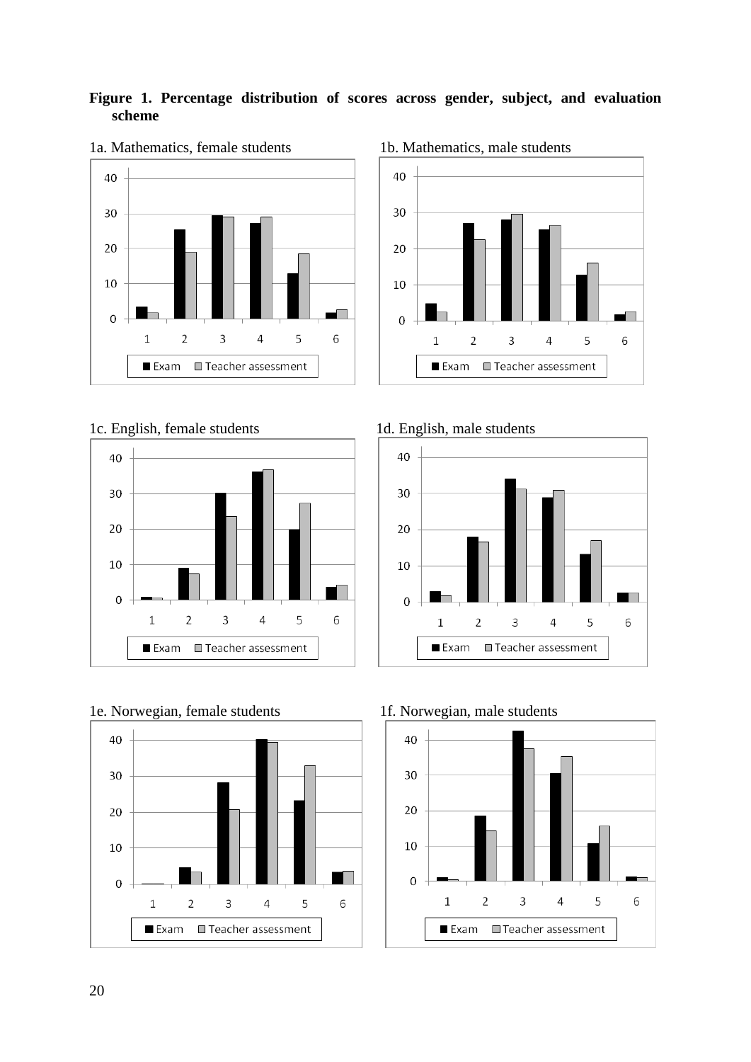**Figure 1. Percentage distribution of scores across gender, subject, and evaluation scheme**

1a. Mathematics, female students

1b. Mathematics, male students

1c. English, female students

1d. English, male students

1e. Norwegian, female students

1f. Norwegian, male students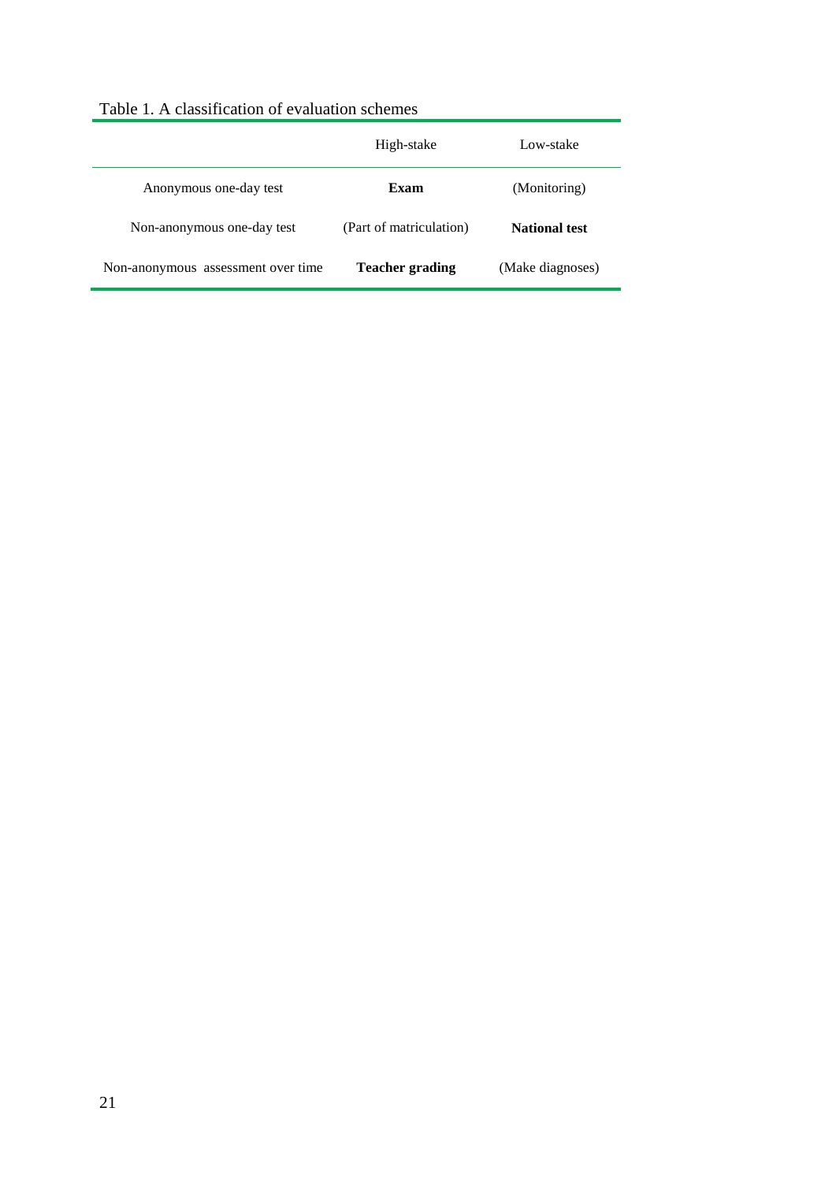Table 1. A classification of evaluation schemes

| | High-stake | Low-stake |
|---|---|---|
| Anonymous one-day test | **Exam** | (Monitoring) |
| Non-anonymous one-day test | (Part of matriculation) | **National test** |
| Non-anonymous assessment over time | **Teacher grading** | (Make diagnoses) |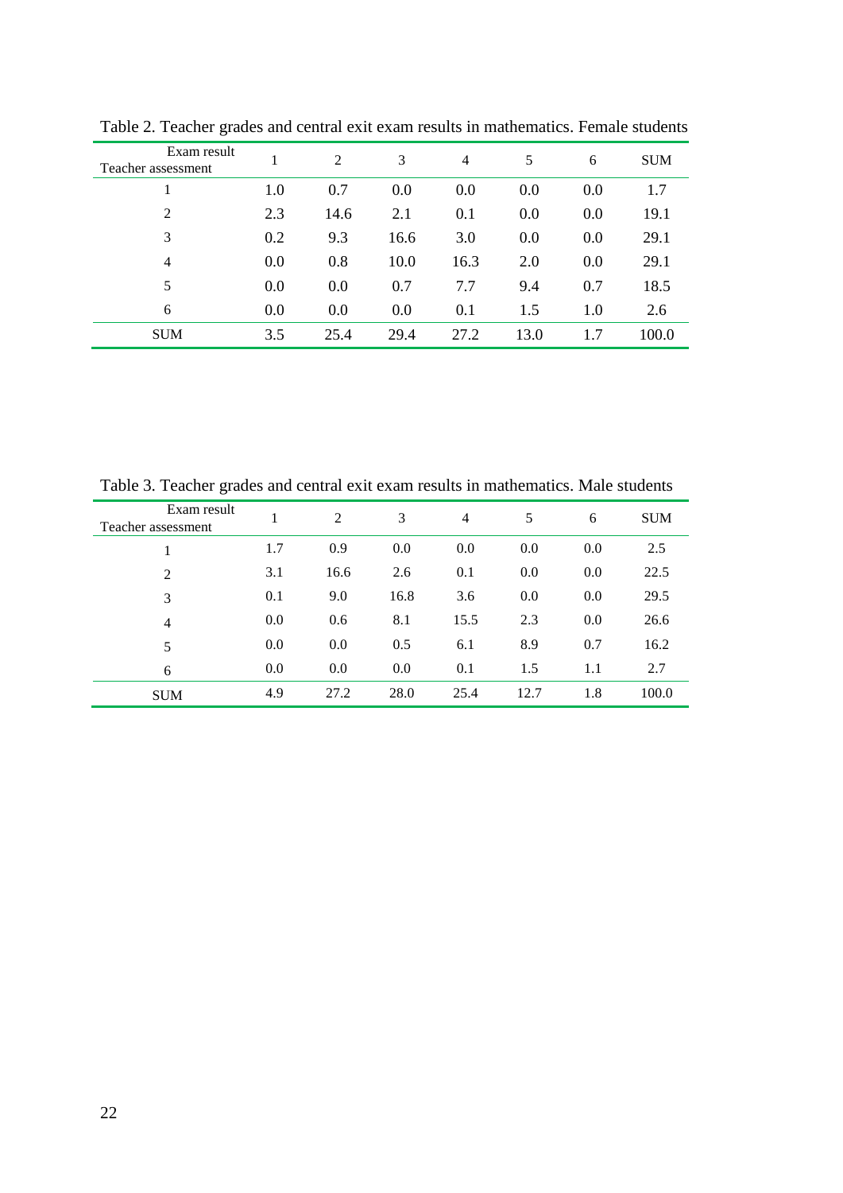Table 2. Teacher grades and central exit exam results in mathematics. Female students

| Exam result / Teacher assessment | 1 | 2 | 3 | 4 | 5 | 6 | SUM |
|---|---|---|---|---|---|---|---|
| 1 | 1.0 | 0.7 | 0.0 | 0.0 | 0.0 | 0.0 | 1.7 |
| 2 | 2.3 | 14.6 | 2.1 | 0.1 | 0.0 | 0.0 | 19.1 |
| 3 | 0.2 | 9.3 | 16.6 | 3.0 | 0.0 | 0.0 | 29.1 |
| 4 | 0.0 | 0.8 | 10.0 | 16.3 | 2.0 | 0.0 | 29.1 |
| 5 | 0.0 | 0.0 | 0.7 | 7.7 | 9.4 | 0.7 | 18.5 |
| 6 | 0.0 | 0.0 | 0.0 | 0.1 | 1.5 | 1.0 | 2.6 |
| SUM | 3.5 | 25.4 | 29.4 | 27.2 | 13.0 | 1.7 | 100.0 |

Table 3. Teacher grades and central exit exam results in mathematics. Male students

| Exam result / Teacher assessment | 1 | 2 | 3 | 4 | 5 | 6 | SUM |
|---|---|---|---|---|---|---|---|
| 1 | 1.7 | 0.9 | 0.0 | 0.0 | 0.0 | 0.0 | 2.5 |
| 2 | 3.1 | 16.6 | 2.6 | 0.1 | 0.0 | 0.0 | 22.5 |
| 3 | 0.1 | 9.0 | 16.8 | 3.6 | 0.0 | 0.0 | 29.5 |
| 4 | 0.0 | 0.6 | 8.1 | 15.5 | 2.3 | 0.0 | 26.6 |
| 5 | 0.0 | 0.0 | 0.5 | 6.1 | 8.9 | 0.7 | 16.2 |
| 6 | 0.0 | 0.0 | 0.0 | 0.1 | 1.5 | 1.1 | 2.7 |
| SUM | 4.9 | 27.2 | 28.0 | 25.4 | 12.7 | 1.8 | 100.0 |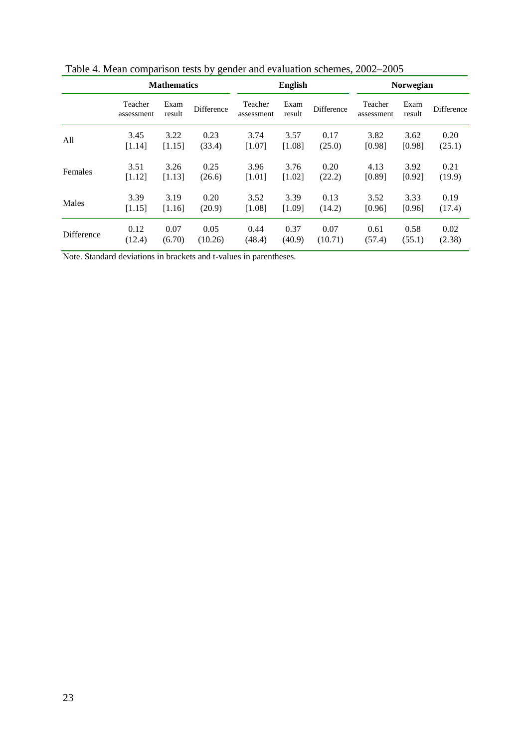Table 4. Mean comparison tests by gender and evaluation schemes, 2002–2005

| | Mathematics | | | English | | | Norwegian | | |
|---|---|---|---|---|---|---|---|---|---|
| | Teacher assessment | Exam result | Difference | Teacher assessment | Exam result | Difference | Teacher assessment | Exam result | Difference |
| All | 3.45 | 3.22 | 0.23 | 3.74 | 3.57 | 0.17 | 3.82 | 3.62 | 0.20 |
| | [1.14] | [1.15] | (33.4) | [1.07] | [1.08] | (25.0) | [0.98] | [0.98] | (25.1) |
| Females | 3.51 | 3.26 | 0.25 | 3.96 | 3.76 | 0.20 | 4.13 | 3.92 | 0.21 |
| | [1.12] | [1.13] | (26.6) | [1.01] | [1.02] | (22.2) | [0.89] | [0.92] | (19.9) |
| Males | 3.39 | 3.19 | 0.20 | 3.52 | 3.39 | 0.13 | 3.52 | 3.33 | 0.19 |
| | [1.15] | [1.16] | (20.9) | [1.08] | [1.09] | (14.2) | [0.96] | [0.96] | (17.4) |
| Difference | 0.12 | 0.07 | 0.05 | 0.44 | 0.37 | 0.07 | 0.61 | 0.58 | 0.02 |
| | (12.4) | (6.70) | (10.26) | (48.4) | (40.9) | (10.71) | (57.4) | (55.1) | (2.38) |

Note. Standard deviations in brackets and t-values in parentheses.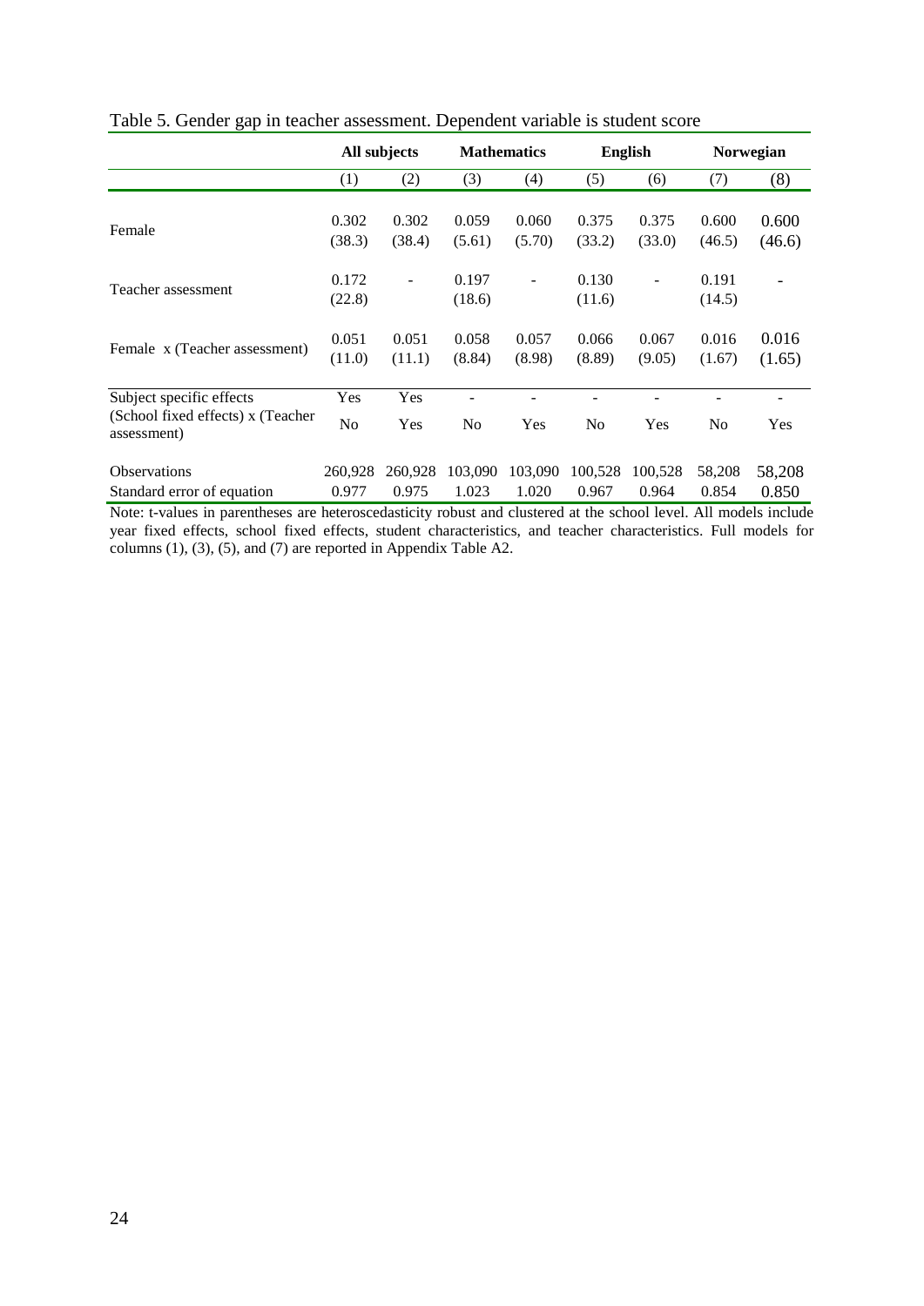Table 5. Gender gap in teacher assessment. Dependent variable is student score

| | All subjects | | Mathematics | | English | | Norwegian | |
|---|---|---|---|---|---|---|---|---|
| | (1) | (2) | (3) | (4) | (5) | (6) | (7) | (8) |
| Female | 0.302 | 0.302 | 0.059 | 0.060 | 0.375 | 0.375 | 0.600 | 0.600 |
| | (38.3) | (38.4) | (5.61) | (5.70) | (33.2) | (33.0) | (46.5) | (46.6) |
| Teacher assessment | 0.172 | - | 0.197 | - | 0.130 | - | 0.191 | - |
| | (22.8) | | (18.6) | | (11.6) | | (14.5) | |
| Female x (Teacher assessment) | 0.051 | 0.051 | 0.058 | 0.057 | 0.066 | 0.067 | 0.016 | 0.016 |
| | (11.0) | (11.1) | (8.84) | (8.98) | (8.89) | (9.05) | (1.67) | (1.65) |
| Subject specific effects | Yes | Yes | - | - | - | - | - | - |
| (School fixed effects) x (Teacher assessment) | No | Yes | No | Yes | No | Yes | No | Yes |
| Observations | 260,928 | 260,928 | 103,090 | 103,090 | 100,528 | 100,528 | 58,208 | 58,208 |
| Standard error of equation | 0.977 | 0.975 | 1.023 | 1.020 | 0.967 | 0.964 | 0.854 | 0.850 |

Note: t-values in parentheses are heteroscedasticity robust and clustered at the school level. All models include year fixed effects, school fixed effects, student characteristics, and teacher characteristics. Full models for columns (1), (3), (5), and (7) are reported in Appendix Table A2.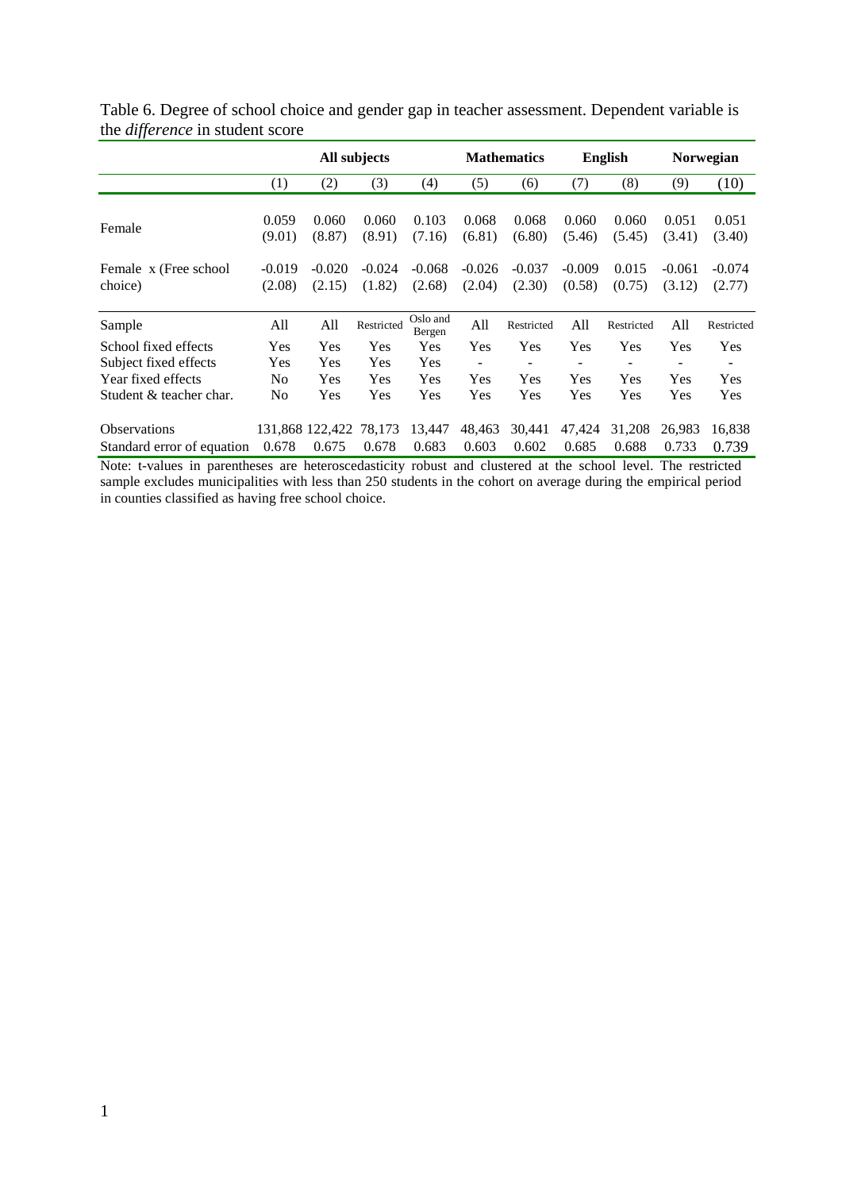Table 6. Degree of school choice and gender gap in teacher assessment. Dependent variable is the *difference* in student score

| | All subjects | | | | Mathematics | | English | | Norwegian | |
|---|---|---|---|---|---|---|---|---|---|---|
| | (1) | (2) | (3) | (4) | (5) | (6) | (7) | (8) | (9) | (10) |
| Female | 0.059 (9.01) | 0.060 (8.87) | 0.060 (8.91) | 0.103 (7.16) | 0.068 (6.81) | 0.068 (6.80) | 0.060 (5.46) | 0.060 (5.45) | 0.051 (3.41) | 0.051 (3.40) |
| Female x (Free school choice) | -0.019 (2.08) | -0.020 (2.15) | -0.024 (1.82) | -0.068 (2.68) | -0.026 (2.04) | -0.037 (2.30) | -0.009 (0.58) | 0.015 (0.75) | -0.061 (3.12) | -0.074 (2.77) |
| Sample | All | All | Restricted | Oslo and Bergen | All | Restricted | All | Restricted | All | Restricted |
| School fixed effects | Yes | Yes | Yes | Yes | Yes | Yes | Yes | Yes | Yes | Yes |
| Subject fixed effects | Yes | Yes | Yes | Yes | - | - | - | - | - | - |
| Year fixed effects | No | Yes | Yes | Yes | Yes | Yes | Yes | Yes | Yes | Yes |
| Student & teacher char. | No | Yes | Yes | Yes | Yes | Yes | Yes | Yes | Yes | Yes |
| Observations | 131,868 | 122,422 | 78,173 | 13,447 | 48,463 | 30,441 | 47,424 | 31,208 | 26,983 | 16,838 |
| Standard error of equation | 0.678 | 0.675 | 0.678 | 0.683 | 0.603 | 0.602 | 0.685 | 0.688 | 0.733 | 0.739 |

Note: t-values in parentheses are heteroscedasticity robust and clustered at the school level. The restricted sample excludes municipalities with less than 250 students in the cohort on average during the empirical period in counties classified as having free school choice.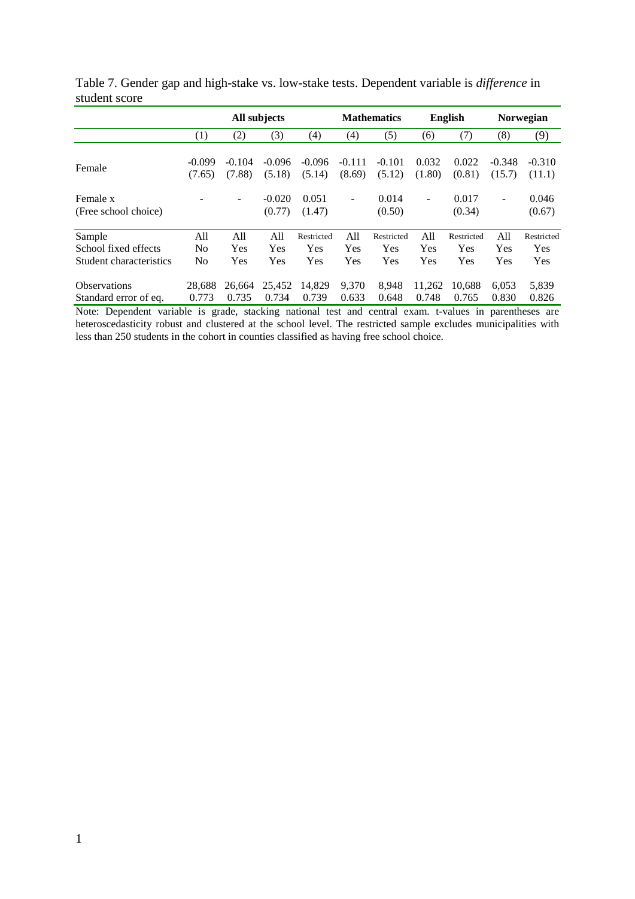Table 7. Gender gap and high-stake vs. low-stake tests. Dependent variable is *difference* in student score

| | All subjects | | | | Mathematics | | English | | Norwegian | |
|---|---|---|---|---|---|---|---|---|---|---|
| | (1) | (2) | (3) | (4) | (4) | (5) | (6) | (7) | (8) | (9) |
| Female | -0.099<br>(7.65) | -0.104<br>(7.88) | -0.096<br>(5.18) | -0.096<br>(5.14) | -0.111<br>(8.69) | -0.101<br>(5.12) | 0.032<br>(1.80) | 0.022<br>(0.81) | -0.348<br>(15.7) | -0.310<br>(11.1) |
| Female x<br>(Free school choice) | - | - | -0.020<br>(0.77) | 0.051<br>(1.47) | - | 0.014<br>(0.50) | - | 0.017<br>(0.34) | - | 0.046<br>(0.67) |
| Sample | All | All | All | Restricted | All | Restricted | All | Restricted | All | Restricted |
| School fixed effects | No | Yes | Yes | Yes | Yes | Yes | Yes | Yes | Yes | Yes |
| Student characteristics | No | Yes | Yes | Yes | Yes | Yes | Yes | Yes | Yes | Yes |
| Observations | 28,688 | 26,664 | 25,452 | 14,829 | 9,370 | 8,948 | 11,262 | 10,688 | 6,053 | 5,839 |
| Standard error of eq. | 0.773 | 0.735 | 0.734 | 0.739 | 0.633 | 0.648 | 0.748 | 0.765 | 0.830 | 0.826 |

Note: Dependent variable is grade, stacking national test and central exam. t-values in parentheses are heteroscedasticity robust and clustered at the school level. The restricted sample excludes municipalities with less than 250 students in the cohort in counties classified as having free school choice.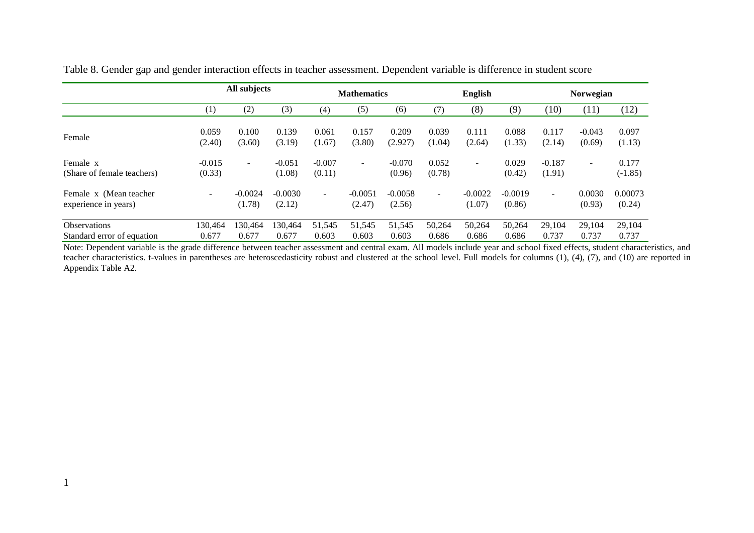Table 8. Gender gap and gender interaction effects in teacher assessment. Dependent variable is difference in student score

| | All subjects | | | Mathematics | | | English | | | Norwegian | | |
|---|---|---|---|---|---|---|---|---|---|---|---|---|
| | (1) | (2) | (3) | (4) | (5) | (6) | (7) | (8) | (9) | (10) | (11) | (12) |
| Female | 0.059<br>(2.40) | 0.100<br>(3.60) | 0.139<br>(3.19) | 0.061<br>(1.67) | 0.157<br>(3.80) | 0.209<br>(2.927) | 0.039<br>(1.04) | 0.111<br>(2.64) | 0.088<br>(1.33) | 0.117<br>(2.14) | -0.043<br>(0.69) | 0.097<br>(1.13) |
| Female x<br>(Share of female teachers) | -0.015<br>(0.33) | - | -0.051<br>(1.08) | -0.007<br>(0.11) | - | -0.070<br>(0.96) | 0.052<br>(0.78) | - | 0.029<br>(0.42) | -0.187<br>(1.91) | - | 0.177<br>(-1.85) |
| Female x (Mean teacher<br>experience in years) | - | -0.0024<br>(1.78) | -0.0030<br>(2.12) | - | -0.0051<br>(2.47) | -0.0058<br>(2.56) | - | -0.0022<br>(1.07) | -0.0019<br>(0.86) | - | 0.0030<br>(0.93) | 0.00073<br>(0.24) |
| Observations | 130,464 | 130,464 | 130,464 | 51,545 | 51,545 | 51,545 | 50,264 | 50,264 | 50,264 | 29,104 | 29,104 | 29,104 |
| Standard error of equation | 0.677 | 0.677 | 0.677 | 0.603 | 0.603 | 0.603 | 0.686 | 0.686 | 0.686 | 0.737 | 0.737 | 0.737 |

Note: Dependent variable is the grade difference between teacher assessment and central exam. All models include year and school fixed effects, student characteristics, and teacher characteristics. t-values in parentheses are heteroscedasticity robust and clustered at the school level. Full models for columns (1), (4), (7), and (10) are reported in Appendix Table A2.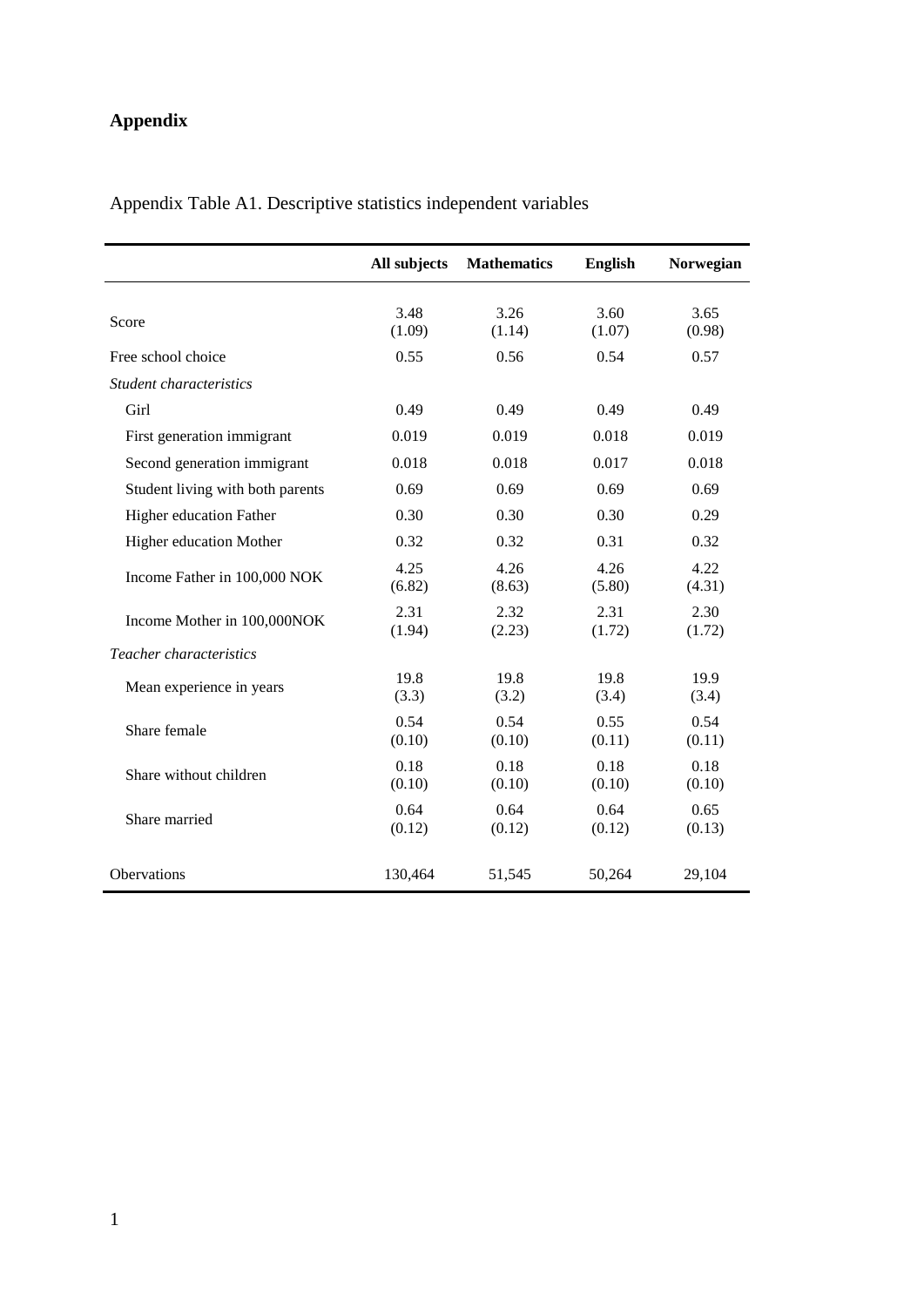**Appendix**

Appendix Table A1. Descriptive statistics independent variables

| | **All subjects** | **Mathematics** | **English** | **Norwegian** |
|---|---|---|---|---|
| Score | 3.48<br>(1.09) | 3.26<br>(1.14) | 3.60<br>(1.07) | 3.65<br>(0.98) |
| Free school choice | 0.55 | 0.56 | 0.54 | 0.57 |
| *Student characteristics* | | | | |
| Girl | 0.49 | 0.49 | 0.49 | 0.49 |
| First generation immigrant | 0.019 | 0.019 | 0.018 | 0.019 |
| Second generation immigrant | 0.018 | 0.018 | 0.017 | 0.018 |
| Student living with both parents | 0.69 | 0.69 | 0.69 | 0.69 |
| Higher education Father | 0.30 | 0.30 | 0.30 | 0.29 |
| Higher education Mother | 0.32 | 0.32 | 0.31 | 0.32 |
| Income Father in 100,000 NOK | 4.25<br>(6.82) | 4.26<br>(8.63) | 4.26<br>(5.80) | 4.22<br>(4.31) |
| Income Mother in 100,000NOK | 2.31<br>(1.94) | 2.32<br>(2.23) | 2.31<br>(1.72) | 2.30<br>(1.72) |
| *Teacher characteristics* | | | | |
| Mean experience in years | 19.8<br>(3.3) | 19.8<br>(3.2) | 19.8<br>(3.4) | 19.9<br>(3.4) |
| Share female | 0.54<br>(0.10) | 0.54<br>(0.10) | 0.55<br>(0.11) | 0.54<br>(0.11) |
| Share without children | 0.18<br>(0.10) | 0.18<br>(0.10) | 0.18<br>(0.10) | 0.18<br>(0.10) |
| Share married | 0.64<br>(0.12) | 0.64<br>(0.12) | 0.64<br>(0.12) | 0.65<br>(0.13) |
| Obervations | 130,464 | 51,545 | 50,264 | 29,104 |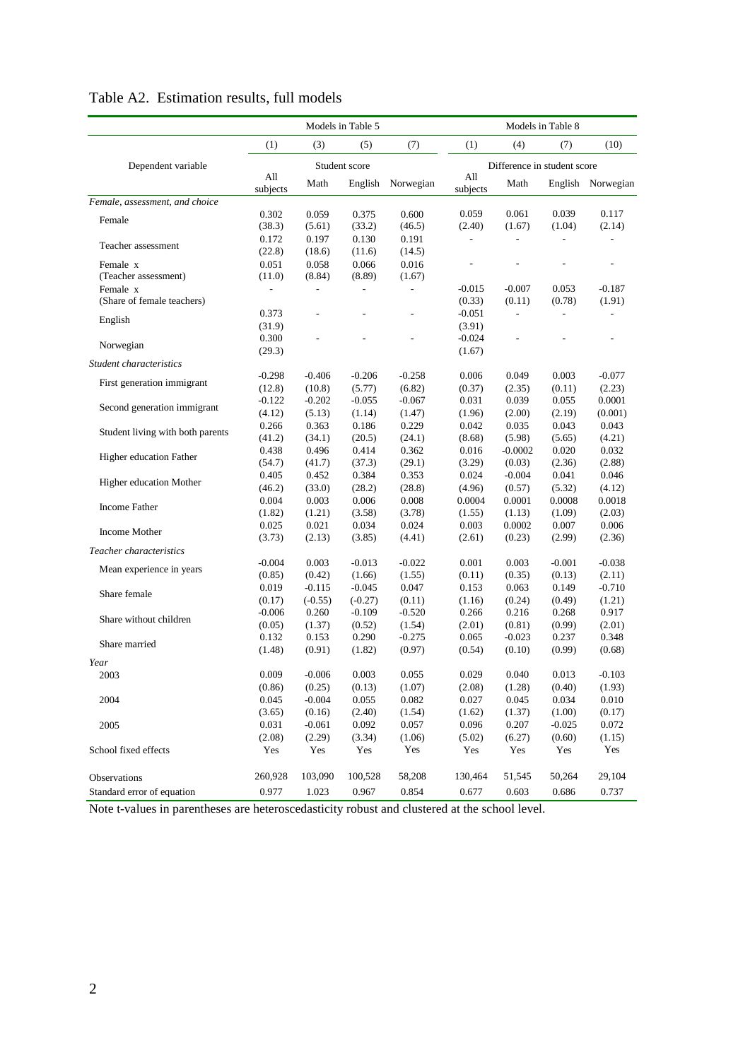# Table A2. Estimation results, full models

| | Models in Table 5 | | | | Models in Table 8 | | | |
|---|---|---|---|---|---|---|---|---|
| | (1) | (3) | (5) | (7) | (1) | (4) | (7) | (10) |
| Dependent variable | Student score | | | | Difference in student score | | | |
| | All subjects | Math | English | Norwegian | All subjects | Math | English | Norwegian |
| *Female, assessment, and choice* | | | | | | | | |
| Female | 0.302 | 0.059 | 0.375 | 0.600 | 0.059 | 0.061 | 0.039 | 0.117 |
| | (38.3) | (5.61) | (33.2) | (46.5) | (2.40) | (1.67) | (1.04) | (2.14) |
| Teacher assessment | 0.172 | 0.197 | 0.130 | 0.191 | - | - | - | - |
| | (22.8) | (18.6) | (11.6) | (14.5) | | | | |
| Female x (Teacher assessment) | 0.051 | 0.058 | 0.066 | 0.016 | - | - | - | - |
| | (11.0) | (8.84) | (8.89) | (1.67) | | | | |
| Female x (Share of female teachers) | - | - | - | - | -0.015 | -0.007 | 0.053 | -0.187 |
| | | | | | (0.33) | (0.11) | (0.78) | (1.91) |
| English | 0.373 | - | - | - | -0.051 | - | - | - |
| | (31.9) | | | | (3.91) | | | |
| Norwegian | 0.300 | - | - | - | -0.024 | - | - | - |
| | (29.3) | | | | (1.67) | | | |
| *Student characteristics* | | | | | | | | |
| First generation immigrant | -0.298 | -0.406 | -0.206 | -0.258 | 0.006 | 0.049 | 0.003 | -0.077 |
| | (12.8) | (10.8) | (5.77) | (6.82) | (0.37) | (2.35) | (0.11) | (2.23) |
| Second generation immigrant | -0.122 | -0.202 | -0.055 | -0.067 | 0.031 | 0.039 | 0.055 | 0.0001 |
| | (4.12) | (5.13) | (1.14) | (1.47) | (1.96) | (2.00) | (2.19) | (0.001) |
| Student living with both parents | 0.266 | 0.363 | 0.186 | 0.229 | 0.042 | 0.035 | 0.043 | 0.043 |
| | (41.2) | (34.1) | (20.5) | (24.1) | (8.68) | (5.98) | (5.65) | (4.21) |
| Higher education Father | 0.438 | 0.496 | 0.414 | 0.362 | 0.016 | -0.0002 | 0.020 | 0.032 |
| | (54.7) | (41.7) | (37.3) | (29.1) | (3.29) | (0.03) | (2.36) | (2.88) |
| Higher education Mother | 0.405 | 0.452 | 0.384 | 0.353 | 0.024 | -0.004 | 0.041 | 0.046 |
| | (46.2) | (33.0) | (28.2) | (28.8) | (4.96) | (0.57) | (5.32) | (4.12) |
| Income Father | 0.004 | 0.003 | 0.006 | 0.008 | 0.0004 | 0.0001 | 0.0008 | 0.0018 |
| | (1.82) | (1.21) | (3.58) | (3.78) | (1.55) | (1.13) | (1.09) | (2.03) |
| Income Mother | 0.025 | 0.021 | 0.034 | 0.024 | 0.003 | 0.0002 | 0.007 | 0.006 |
| | (3.73) | (2.13) | (3.85) | (4.41) | (2.61) | (0.23) | (2.99) | (2.36) |
| *Teacher characteristics* | | | | | | | | |
| Mean experience in years | -0.004 | 0.003 | -0.013 | -0.022 | 0.001 | 0.003 | -0.001 | -0.038 |
| | (0.85) | (0.42) | (1.66) | (1.55) | (0.11) | (0.35) | (0.13) | (2.11) |
| Share female | 0.019 | -0.115 | -0.045 | 0.047 | 0.153 | 0.063 | 0.149 | -0.710 |
| | (0.17) | (-0.55) | (-0.27) | (0.11) | (1.16) | (0.24) | (0.49) | (1.21) |
| Share without children | -0.006 | 0.260 | -0.109 | -0.520 | 0.266 | 0.216 | 0.268 | 0.917 |
| | (0.05) | (1.37) | (0.52) | (1.54) | (2.01) | (0.81) | (0.99) | (2.01) |
| Share married | 0.132 | 0.153 | 0.290 | -0.275 | 0.065 | -0.023 | 0.237 | 0.348 |
| | (1.48) | (0.91) | (1.82) | (0.97) | (0.54) | (0.10) | (0.99) | (0.68) |
| *Year* | | | | | | | | |
| 2003 | 0.009 | -0.006 | 0.003 | 0.055 | 0.029 | 0.040 | 0.013 | -0.103 |
| | (0.86) | (0.25) | (0.13) | (1.07) | (2.08) | (1.28) | (0.40) | (1.93) |
| 2004 | 0.045 | -0.004 | 0.055 | 0.082 | 0.027 | 0.045 | 0.034 | 0.010 |
| | (3.65) | (0.16) | (2.40) | (1.54) | (1.62) | (1.37) | (1.00) | (0.17) |
| 2005 | 0.031 | -0.061 | 0.092 | 0.057 | 0.096 | 0.207 | -0.025 | 0.072 |
| | (2.08) | (2.29) | (3.34) | (1.06) | (5.02) | (6.27) | (0.60) | (1.15) |
| School fixed effects | Yes | Yes | Yes | Yes | Yes | Yes | Yes | Yes |
| Observations | 260,928 | 103,090 | 100,528 | 58,208 | 130,464 | 51,545 | 50,264 | 29,104 |
| Standard error of equation | 0.977 | 1.023 | 0.967 | 0.854 | 0.677 | 0.603 | 0.686 | 0.737 |

Note t-values in parentheses are heteroscedasticity robust and clustered at the school level.